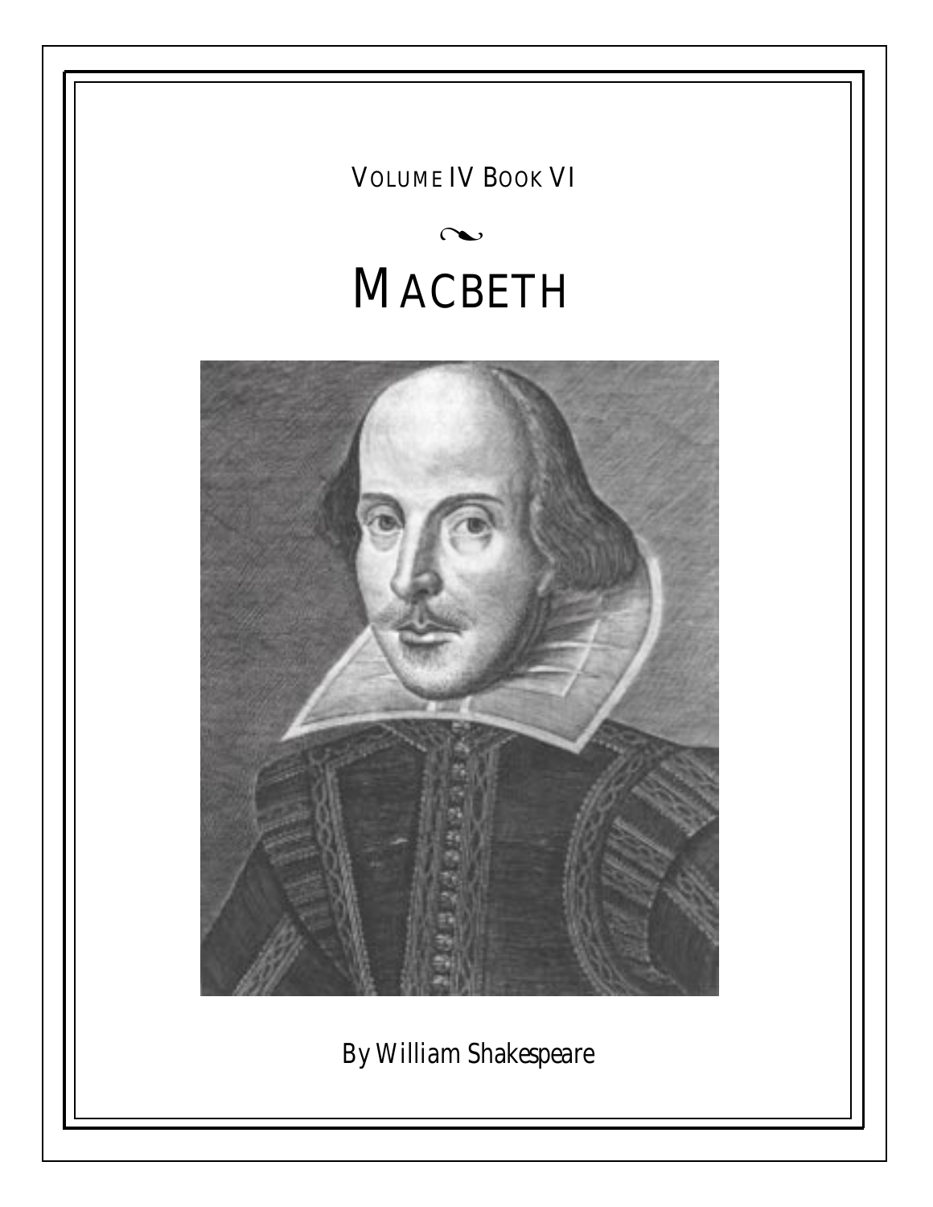VOLUME IV BOOK VI

~

# MACBETH

By William Shakespeare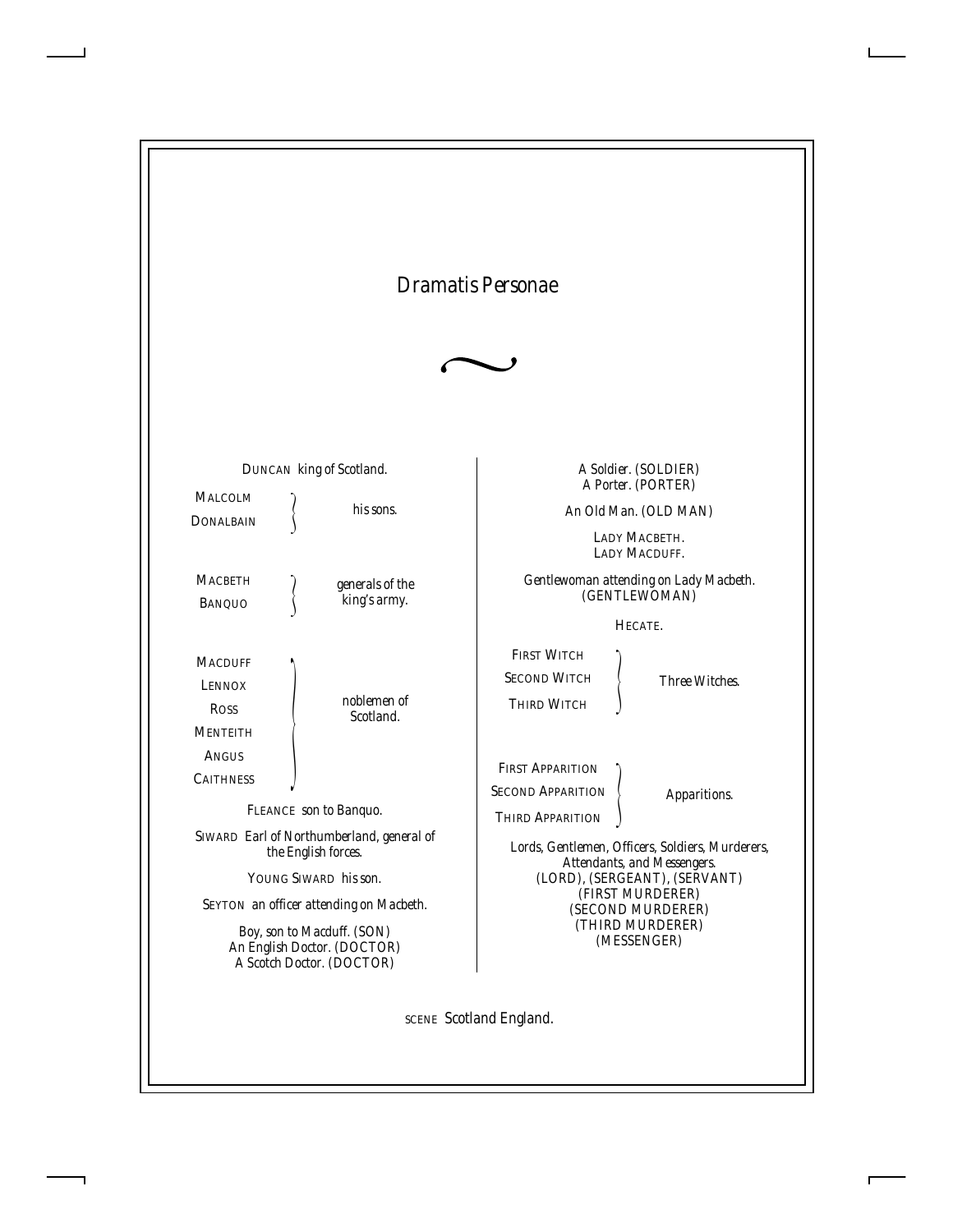# Dramatis Personae

DUNCAN *king of Scotland.*

MALCOLM, DONALBAIN — *his sons.*

MACBETH, BANQUO — *generals of the king's army.*

MACDUFF, LENNOX, ROSS, MENTEITH, ANGUS, CAITHNESS — *noblemen of Scotland.*

FLEANCE *son to Banquo.*

SIWARD *Earl of Northumberland, general of the English forces.*

YOUNG SIWARD *his son.*

SEYTON *an officer attending on Macbeth.*

*Boy, son to Macduff.* (SON)
*An English Doctor.* (DOCTOR)
*A Scotch Doctor.* (DOCTOR)

*A Soldier.* (SOLDIER)
*A Porter.* (PORTER)

*An Old Man.* (OLD MAN)

LADY MACBETH.
LADY MACDUFF.

*Gentlewoman attending on Lady Macbeth.* (GENTLEWOMAN)

HECATE.

FIRST WITCH, SECOND WITCH, THIRD WITCH — *Three Witches.*

FIRST APPARITION, SECOND APPARITION, THIRD APPARITION — *Apparitions.*

*Lords, Gentlemen, Officers, Soldiers, Murderers, Attendants, and Messengers.*
(LORD), (SERGEANT), (SERVANT)
(FIRST MURDERER)
(SECOND MURDERER)
(THIRD MURDERER)
(MESSENGER)

SCENE *Scotland England.*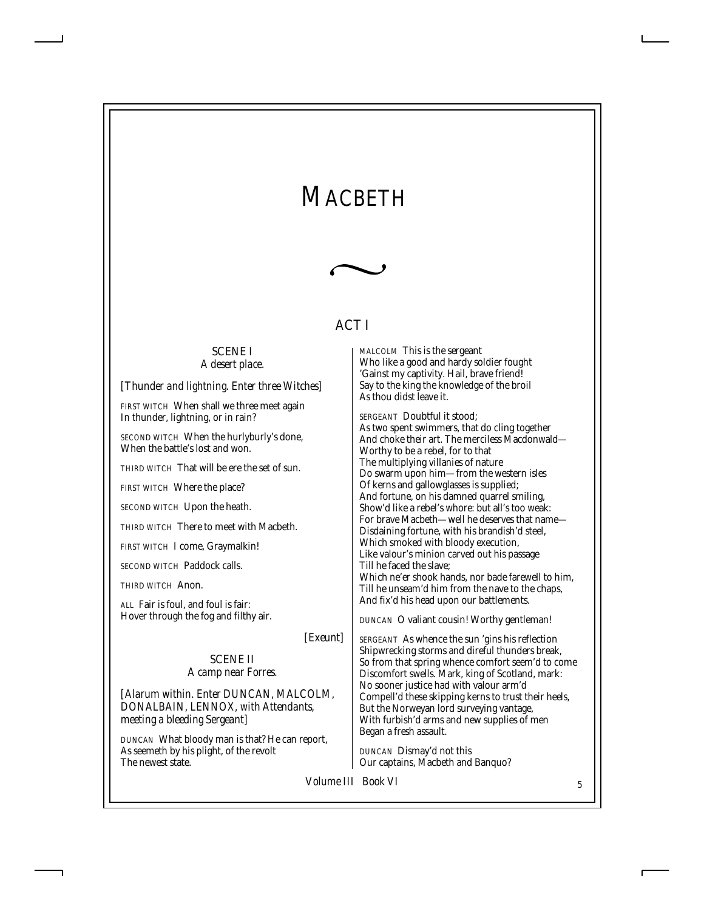# Macbeth

~

## ACT I

### SCENE I
*A desert place.*

*[Thunder and lightning. Enter three Witches]*

FIRST WITCH When shall we three meet again
In thunder, lightning, or in rain?

SECOND WITCH When the hurlyburly's done,
When the battle's lost and won.

THIRD WITCH That will be ere the set of sun.

FIRST WITCH Where the place?

SECOND WITCH Upon the heath.

THIRD WITCH There to meet with Macbeth.

FIRST WITCH I come, Graymalkin!

SECOND WITCH Paddock calls.

THIRD WITCH Anon.

ALL Fair is foul, and foul is fair:
Hover through the fog and filthy air.

*[Exeunt]*

### SCENE II
*A camp near Forres.*

*[Alarum within. Enter DUNCAN, MALCOLM, DONALBAIN, LENNOX, with Attendants, meeting a bleeding Sergeant]*

DUNCAN What bloody man is that? He can report,
As seemeth by his plight, of the revolt
The newest state.

MALCOLM This is the sergeant
Who like a good and hardy soldier fought
'Gainst my captivity. Hail, brave friend!
Say to the king the knowledge of the broil
As thou didst leave it.

SERGEANT Doubtful it stood;
As two spent swimmers, that do cling together
And choke their art. The merciless Macdonwald—
Worthy to be a rebel, for to that
The multiplying villanies of nature
Do swarm upon him—from the western isles
Of kerns and gallowglasses is supplied;
And fortune, on his damned quarrel smiling,
Show'd like a rebel's whore: but all's too weak:
For brave Macbeth—well he deserves that name—
Disdaining fortune, with his brandish'd steel,
Which smoked with bloody execution,
Like valour's minion carved out his passage
Till he faced the slave;
Which ne'er shook hands, nor bade farewell to him,
Till he unseam'd him from the nave to the chaps,
And fix'd his head upon our battlements.

DUNCAN O valiant cousin! Worthy gentleman!

SERGEANT As whence the sun 'gins his reflection
Shipwrecking storms and direful thunders break,
So from that spring whence comfort seem'd to come
Discomfort swells. Mark, king of Scotland, mark:
No sooner justice had with valour arm'd
Compell'd these skipping kerns to trust their heels,
But the Norweyan lord surveying vantage,
With furbish'd arms and new supplies of men
Began a fresh assault.

DUNCAN Dismay'd not this
Our captains, Macbeth and Banquo?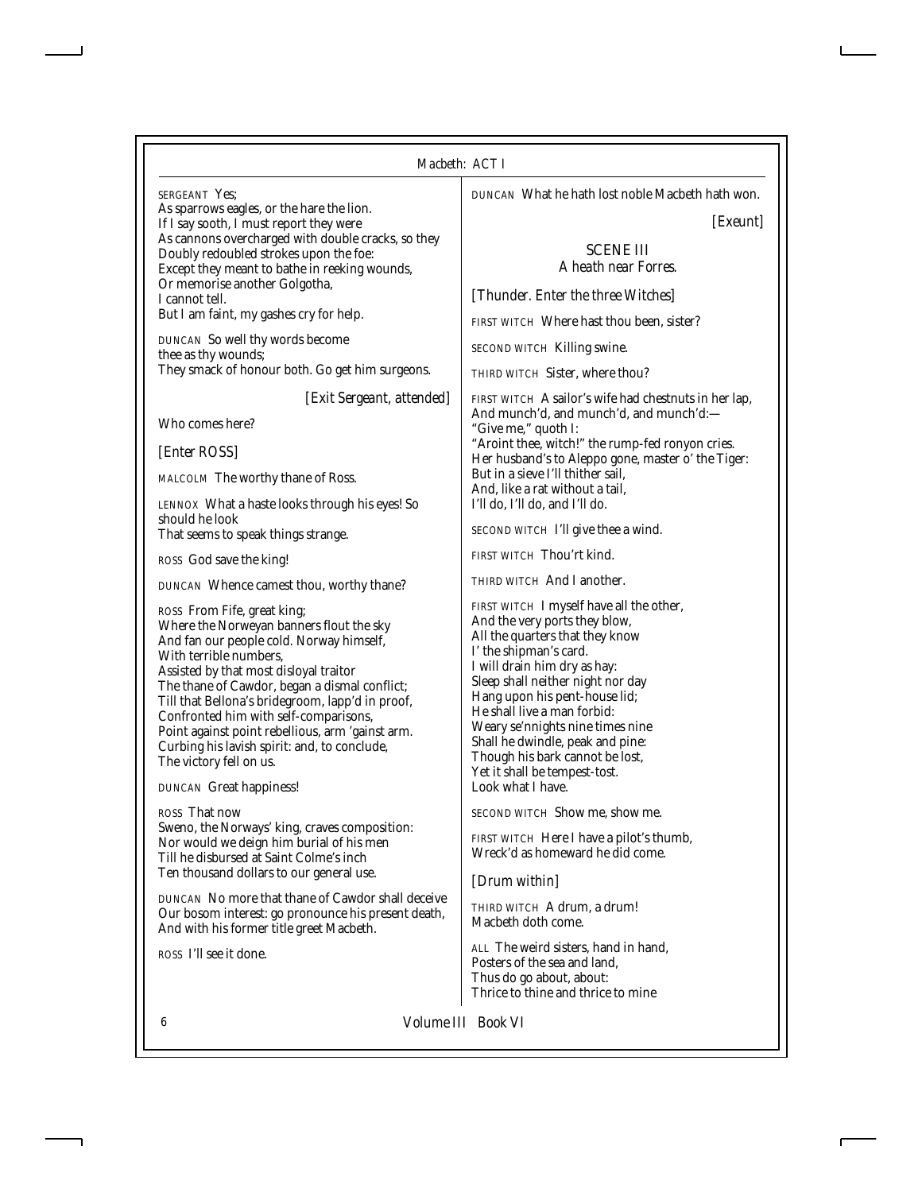SERGEANT Yes;
As sparrows eagles, or the hare the lion.
If I say sooth, I must report they were
As cannons overcharged with double cracks, so they
Doubly redoubled strokes upon the foe:
Except they meant to bathe in reeking wounds,
Or memorise another Golgotha,
I cannot tell.
But I am faint, my gashes cry for help.

DUNCAN So well thy words become thee as thy wounds;
They smack of honour both. Go get him surgeons.

*[Exit Sergeant, attended]*

Who comes here?

*[Enter ROSS]*

MALCOLM The worthy thane of Ross.

LENNOX What a haste looks through his eyes! So should he look
That seems to speak things strange.

ROSS God save the king!

DUNCAN Whence camest thou, worthy thane?

ROSS From Fife, great king;
Where the Norweyan banners flout the sky
And fan our people cold. Norway himself,
With terrible numbers,
Assisted by that most disloyal traitor
The thane of Cawdor, began a dismal conflict;
Till that Bellona's bridegroom, lapp'd in proof,
Confronted him with self-comparisons,
Point against point rebellious, arm 'gainst arm.
Curbing his lavish spirit: and, to conclude,
The victory fell on us.

DUNCAN Great happiness!

ROSS That now
Sweno, the Norways' king, craves composition:
Nor would we deign him burial of his men
Till he disbursed at Saint Colme's inch
Ten thousand dollars to our general use.

DUNCAN No more that thane of Cawdor shall deceive
Our bosom interest: go pronounce his present death,
And with his former title greet Macbeth.

ROSS I'll see it done.

DUNCAN What he hath lost noble Macbeth hath won.

*[Exeunt]*

## SCENE III

*A heath near Forres.*

*[Thunder. Enter the three Witches]*

FIRST WITCH Where hast thou been, sister?

SECOND WITCH Killing swine.

THIRD WITCH Sister, where thou?

FIRST WITCH A sailor's wife had chestnuts in her lap,
And munch'd, and munch'd, and munch'd:—
"Give me," quoth I:
"Aroint thee, witch!" the rump-fed ronyon cries.
Her husband's to Aleppo gone, master o' the Tiger:
But in a sieve I'll thither sail,
And, like a rat without a tail,
I'll do, I'll do, and I'll do.

SECOND WITCH I'll give thee a wind.

FIRST WITCH Thou'rt kind.

THIRD WITCH And I another.

FIRST WITCH I myself have all the other,
And the very ports they blow,
All the quarters that they know
I' the shipman's card.
I will drain him dry as hay:
Sleep shall neither night nor day
Hang upon his pent-house lid;
He shall live a man forbid:
Weary se'nnights nine times nine
Shall he dwindle, peak and pine:
Though his bark cannot be lost,
Yet it shall be tempest-tost.
Look what I have.

SECOND WITCH Show me, show me.

FIRST WITCH Here I have a pilot's thumb,
Wreck'd as homeward he did come.

*[Drum within]*

THIRD WITCH A drum, a drum!
Macbeth doth come.

ALL The weird sisters, hand in hand,
Posters of the sea and land,
Thus do go about, about:
Thrice to thine and thrice to mine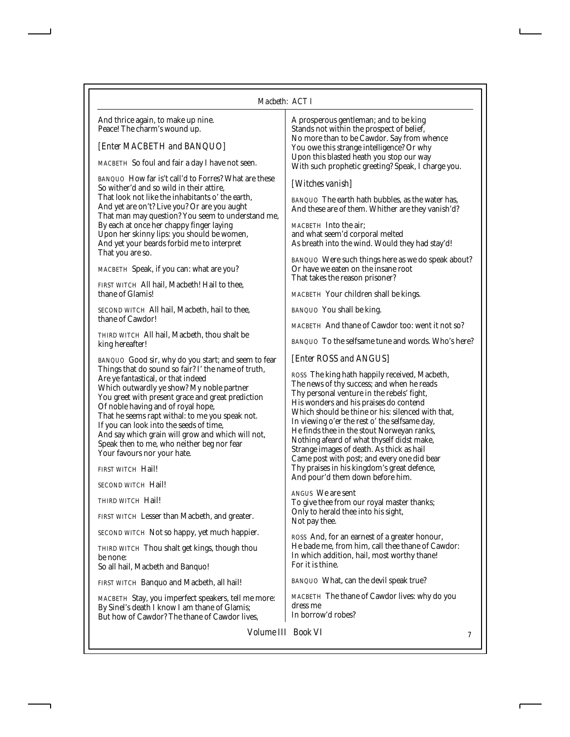And thrice again, to make up nine.
Peace! The charm's wound up.

*[Enter MACBETH and BANQUO]*

MACBETH So foul and fair a day I have not seen.

BANQUO How far is't call'd to Forres? What are these
So wither'd and so wild in their attire,
That look not like the inhabitants o' the earth,
And yet are on't? Live you? Or are you aught
That man may question? You seem to understand me,
By each at once her chappy finger laying
Upon her skinny lips: you should be women,
And yet your beards forbid me to interpret
That you are so.

MACBETH Speak, if you can: what are you?

FIRST WITCH All hail, Macbeth! Hail to thee,
thane of Glamis!

SECOND WITCH All hail, Macbeth, hail to thee,
thane of Cawdor!

THIRD WITCH All hail, Macbeth, thou shalt be
king hereafter!

BANQUO Good sir, why do you start; and seem to fear
Things that do sound so fair? I' the name of truth,
Are ye fantastical, or that indeed
Which outwardly ye show? My noble partner
You greet with present grace and great prediction
Of noble having and of royal hope,
That he seems rapt withal: to me you speak not.
If you can look into the seeds of time,
And say which grain will grow and which will not,
Speak then to me, who neither beg nor fear
Your favours nor your hate.

FIRST WITCH Hail!

SECOND WITCH Hail!

THIRD WITCH Hail!

FIRST WITCH Lesser than Macbeth, and greater.

SECOND WITCH Not so happy, yet much happier.

THIRD WITCH Thou shalt get kings, though thou
be none:
So all hail, Macbeth and Banquo!

FIRST WITCH Banquo and Macbeth, all hail!

MACBETH Stay, you imperfect speakers, tell me more:
By Sinel's death I know I am thane of Glamis;
But how of Cawdor? The thane of Cawdor lives,
A prosperous gentleman; and to be king
Stands not within the prospect of belief,
No more than to be Cawdor. Say from whence
You owe this strange intelligence? Or why
Upon this blasted heath you stop our way
With such prophetic greeting? Speak, I charge you.

*[Witches vanish]*

BANQUO The earth hath bubbles, as the water has,
And these are of them. Whither are they vanish'd?

MACBETH Into the air;
and what seem'd corporal melted
As breath into the wind. Would they had stay'd!

BANQUO Were such things here as we do speak about?
Or have we eaten on the insane root
That takes the reason prisoner?

MACBETH Your children shall be kings.

BANQUO You shall be king.

MACBETH And thane of Cawdor too: went it not so?

BANQUO To the selfsame tune and words. Who's here?

*[Enter ROSS and ANGUS]*

ROSS The king hath happily received, Macbeth,
The news of thy success; and when he reads
Thy personal venture in the rebels' fight,
His wonders and his praises do contend
Which should be thine or his: silenced with that,
In viewing o'er the rest o' the selfsame day,
He finds thee in the stout Norweyan ranks,
Nothing afeard of what thyself didst make,
Strange images of death. As thick as hail
Came post with post; and every one did bear
Thy praises in his kingdom's great defence,
And pour'd them down before him.

ANGUS We are sent
To give thee from our royal master thanks;
Only to herald thee into his sight,
Not pay thee.

ROSS And, for an earnest of a greater honour,
He bade me, from him, call thee thane of Cawdor:
In which addition, hail, most worthy thane!
For it is thine.

BANQUO What, can the devil speak true?

MACBETH The thane of Cawdor lives: why do you
dress me
In borrow'd robes?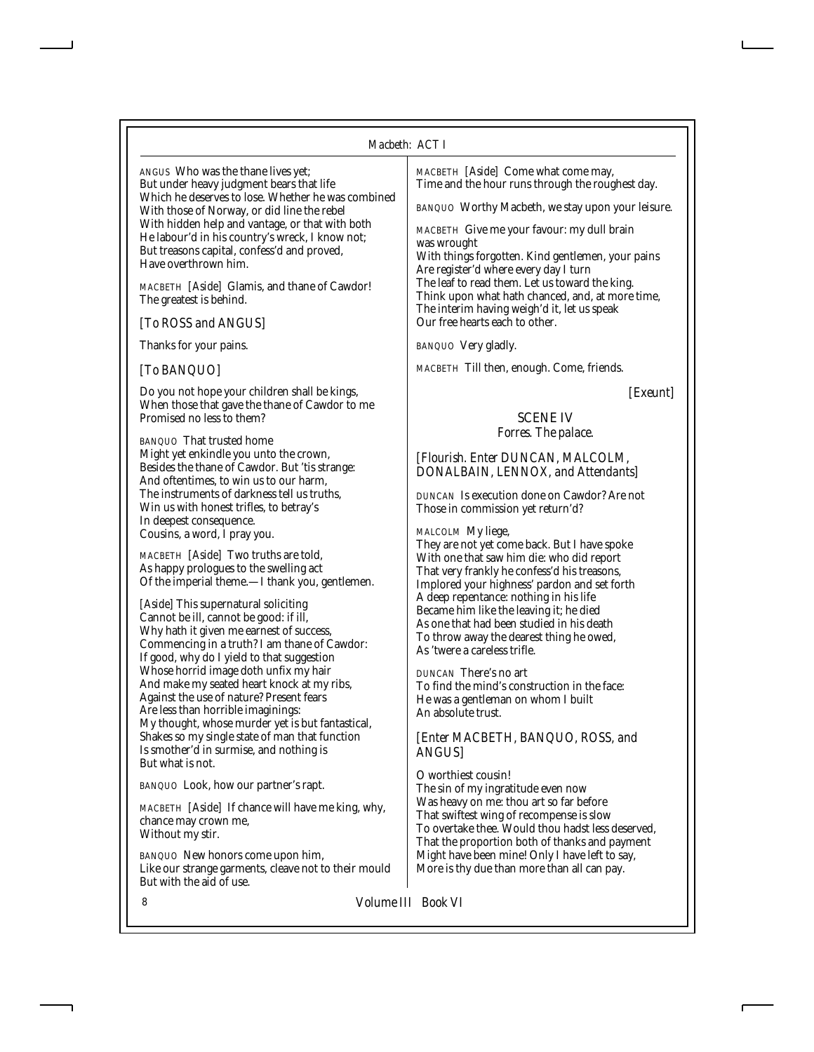ANGUS Who was the thane lives yet;
But under heavy judgment bears that life
Which he deserves to lose. Whether he was combined
With those of Norway, or did line the rebel
With hidden help and vantage, or that with both
He labour'd in his country's wreck, I know not;
But treasons capital, confess'd and proved,
Have overthrown him.

MACBETH *[Aside]* Glamis, and thane of Cawdor!
The greatest is behind.

*[To ROSS and ANGUS]*

Thanks for your pains.

*[To BANQUO]*

Do you not hope your children shall be kings,
When those that gave the thane of Cawdor to me
Promised no less to them?

BANQUO That trusted home
Might yet enkindle you unto the crown,
Besides the thane of Cawdor. But 'tis strange:
And oftentimes, to win us to our harm,
The instruments of darkness tell us truths,
Win us with honest trifles, to betray's
In deepest consequence.
Cousins, a word, I pray you.

MACBETH *[Aside]* Two truths are told,
As happy prologues to the swelling act
Of the imperial theme.—I thank you, gentlemen.

*[Aside]* This supernatural soliciting
Cannot be ill, cannot be good: if ill,
Why hath it given me earnest of success,
Commencing in a truth? I am thane of Cawdor:
If good, why do I yield to that suggestion
Whose horrid image doth unfix my hair
And make my seated heart knock at my ribs,
Against the use of nature? Present fears
Are less than horrible imaginings:
My thought, whose murder yet is but fantastical,
Shakes so my single state of man that function
Is smother'd in surmise, and nothing is
But what is not.

BANQUO Look, how our partner's rapt.

MACBETH *[Aside]* If chance will have me king, why, chance may crown me,
Without my stir.

BANQUO New honors come upon him,
Like our strange garments, cleave not to their mould
But with the aid of use.

MACBETH *[Aside]* Come what come may,
Time and the hour runs through the roughest day.

BANQUO Worthy Macbeth, we stay upon your leisure.

MACBETH Give me your favour: my dull brain was wrought
With things forgotten. Kind gentlemen, your pains
Are register'd where every day I turn
The leaf to read them. Let us toward the king.
Think upon what hath chanced, and, at more time,
The interim having weigh'd it, let us speak
Our free hearts each to other.

BANQUO Very gladly.

MACBETH Till then, enough. Come, friends.

*[Exeunt]*

## SCENE IV

*Forres. The palace.*

*[Flourish. Enter DUNCAN, MALCOLM, DONALBAIN, LENNOX, and Attendants]*

DUNCAN Is execution done on Cawdor? Are not
Those in commission yet return'd?

MALCOLM My liege,
They are not yet come back. But I have spoke
With one that saw him die: who did report
That very frankly he confess'd his treasons,
Implored your highness' pardon and set forth
A deep repentance: nothing in his life
Became him like the leaving it; he died
As one that had been studied in his death
To throw away the dearest thing he owed,
As 'twere a careless trifle.

DUNCAN There's no art
To find the mind's construction in the face:
He was a gentleman on whom I built
An absolute trust.

*[Enter MACBETH, BANQUO, ROSS, and ANGUS]*

O worthiest cousin!
The sin of my ingratitude even now
Was heavy on me: thou art so far before
That swiftest wing of recompense is slow
To overtake thee. Would thou hadst less deserved,
That the proportion both of thanks and payment
Might have been mine! Only I have left to say,
More is thy due than more than all can pay.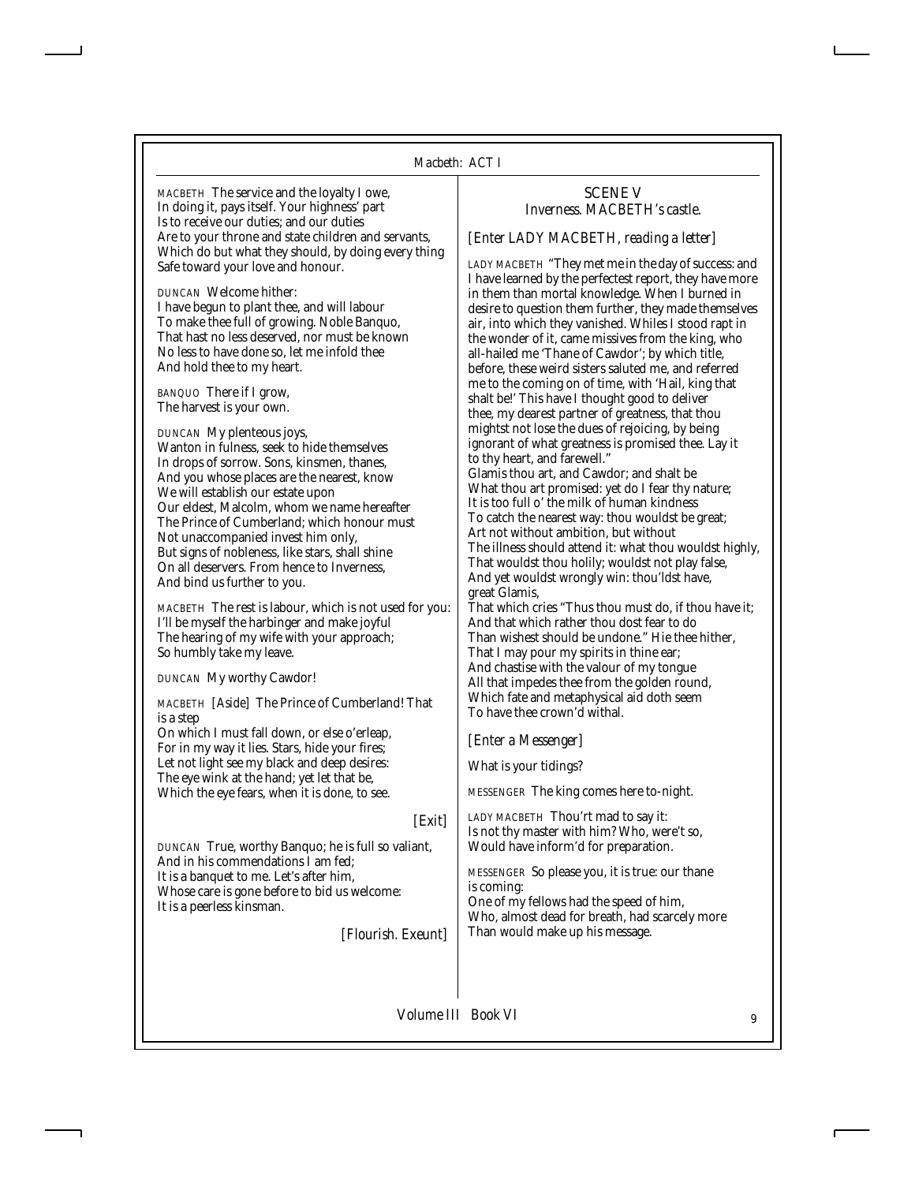MACBETH The service and the loyalty I owe,
In doing it, pays itself. Your highness' part
Is to receive our duties; and our duties
Are to your throne and state children and servants,
Which do but what they should, by doing every thing
Safe toward your love and honour.

DUNCAN Welcome hither:
I have begun to plant thee, and will labour
To make thee full of growing. Noble Banquo,
That hast no less deserved, nor must be known
No less to have done so, let me infold thee
And hold thee to my heart.

BANQUO There if I grow,
The harvest is your own.

DUNCAN My plenteous joys,
Wanton in fulness, seek to hide themselves
In drops of sorrow. Sons, kinsmen, thanes,
And you whose places are the nearest, know
We will establish our estate upon
Our eldest, Malcolm, whom we name hereafter
The Prince of Cumberland; which honour must
Not unaccompanied invest him only,
But signs of nobleness, like stars, shall shine
On all deservers. From hence to Inverness,
And bind us further to you.

MACBETH The rest is labour, which is not used for you:
I'll be myself the harbinger and make joyful
The hearing of my wife with your approach;
So humbly take my leave.

DUNCAN My worthy Cawdor!

MACBETH *[Aside]* The Prince of Cumberland! That is a step
On which I must fall down, or else o'erleap,
For in my way it lies. Stars, hide your fires;
Let not light see my black and deep desires:
The eye wink at the hand; yet let that be,
Which the eye fears, when it is done, to see.

*[Exit]*

DUNCAN True, worthy Banquo; he is full so valiant,
And in his commendations I am fed;
It is a banquet to me. Let's after him,
Whose care is gone before to bid us welcome:
It is a peerless kinsman.

*[Flourish. Exeunt]*

## SCENE V

*Inverness. MACBETH's castle.*

*[Enter LADY MACBETH, reading a letter]*

LADY MACBETH "They met me in the day of success: and I have learned by the perfectest report, they have more in them than mortal knowledge. When I burned in desire to question them further, they made themselves air, into which they vanished. Whiles I stood rapt in the wonder of it, came missives from the king, who all-hailed me 'Thane of Cawdor'; by which title, before, these weird sisters saluted me, and referred me to the coming on of time, with 'Hail, king that shalt be!' This have I thought good to deliver thee, my dearest partner of greatness, that thou mightst not lose the dues of rejoicing, by being ignorant of what greatness is promised thee. Lay it to thy heart, and farewell."
Glamis thou art, and Cawdor; and shalt be
What thou art promised: yet do I fear thy nature;
It is too full o' the milk of human kindness
To catch the nearest way: thou wouldst be great;
Art not without ambition, but without
The illness should attend it: what thou wouldst highly,
That wouldst thou holily; wouldst not play false,
And yet wouldst wrongly win: thou'ldst have, great Glamis,
That which cries "Thus thou must do, if thou have it;
And that which rather thou dost fear to do
Than wishest should be undone." Hie thee hither,
That I may pour my spirits in thine ear;
And chastise with the valour of my tongue
All that impedes thee from the golden round,
Which fate and metaphysical aid doth seem
To have thee crown'd withal.

*[Enter a Messenger]*

What is your tidings?

MESSENGER The king comes here to-night.

LADY MACBETH Thou'rt mad to say it:
Is not thy master with him? Who, were't so,
Would have inform'd for preparation.

MESSENGER So please you, it is true: our thane is coming:
One of my fellows had the speed of him,
Who, almost dead for breath, had scarcely more
Than would make up his message.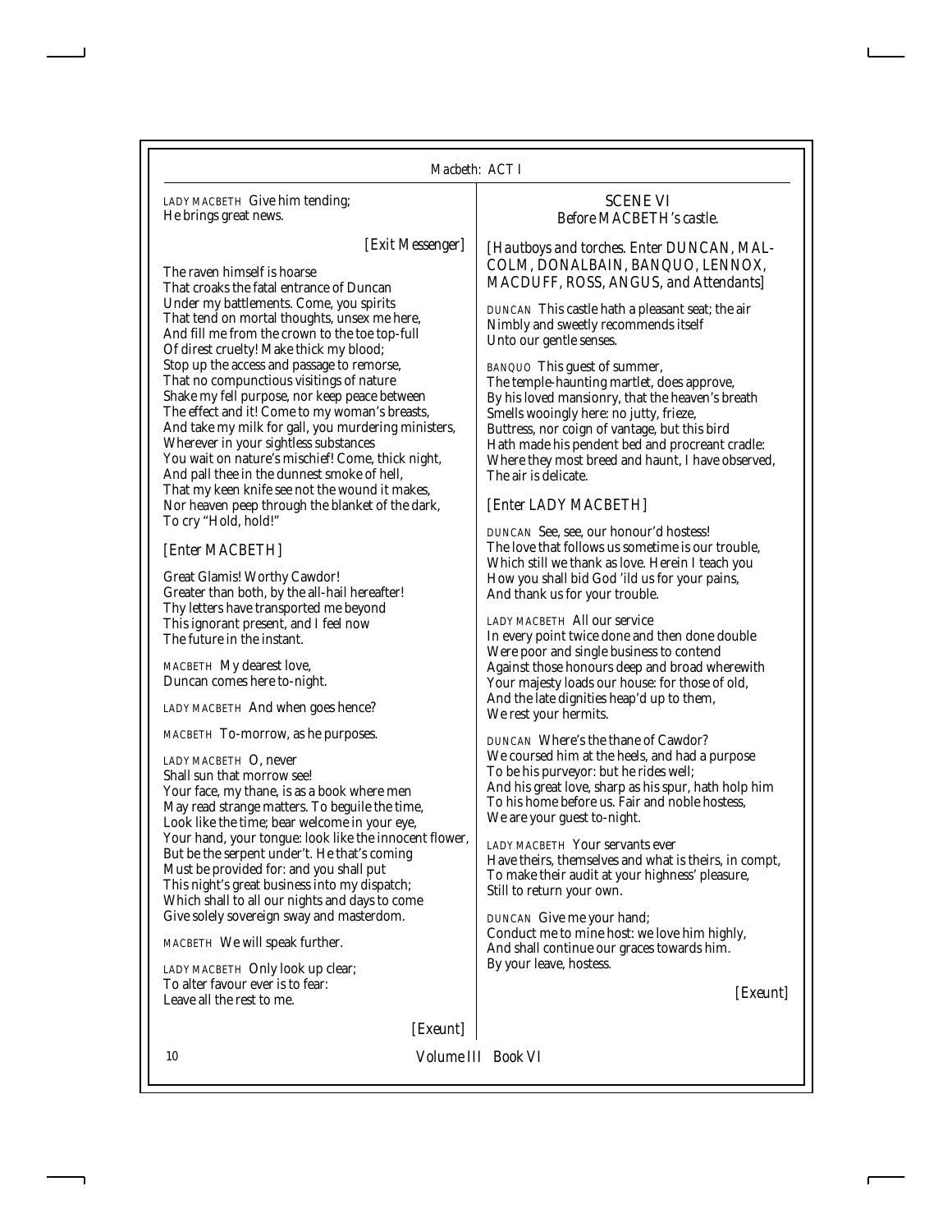LADY MACBETH Give him tending;
He brings great news.

*[Exit Messenger]*

The raven himself is hoarse
That croaks the fatal entrance of Duncan
Under my battlements. Come, you spirits
That tend on mortal thoughts, unsex me here,
And fill me from the crown to the toe top-full
Of direst cruelty! Make thick my blood;
Stop up the access and passage to remorse,
That no compunctious visitings of nature
Shake my fell purpose, nor keep peace between
The effect and it! Come to my woman's breasts,
And take my milk for gall, you murdering ministers,
Wherever in your sightless substances
You wait on nature's mischief! Come, thick night,
And pall thee in the dunnest smoke of hell,
That my keen knife see not the wound it makes,
Nor heaven peep through the blanket of the dark,
To cry "Hold, hold!"

*[Enter MACBETH]*

Great Glamis! Worthy Cawdor!
Greater than both, by the all-hail hereafter!
Thy letters have transported me beyond
This ignorant present, and I feel now
The future in the instant.

MACBETH My dearest love,
Duncan comes here to-night.

LADY MACBETH And when goes hence?

MACBETH To-morrow, as he purposes.

LADY MACBETH O, never
Shall sun that morrow see!
Your face, my thane, is as a book where men
May read strange matters. To beguile the time,
Look like the time; bear welcome in your eye,
Your hand, your tongue: look like the innocent flower,
But be the serpent under't. He that's coming
Must be provided for: and you shall put
This night's great business into my dispatch;
Which shall to all our nights and days to come
Give solely sovereign sway and masterdom.

MACBETH We will speak further.

LADY MACBETH Only look up clear;
To alter favour ever is to fear:
Leave all the rest to me.

*[Exeunt]*

## SCENE VI
*Before MACBETH's castle.*

*[Hautboys and torches. Enter DUNCAN, MALCOLM, DONALBAIN, BANQUO, LENNOX, MACDUFF, ROSS, ANGUS, and Attendants]*

DUNCAN This castle hath a pleasant seat; the air
Nimbly and sweetly recommends itself
Unto our gentle senses.

BANQUO This guest of summer,
The temple-haunting martlet, does approve,
By his loved mansionry, that the heaven's breath
Smells wooingly here: no jutty, frieze,
Buttress, nor coign of vantage, but this bird
Hath made his pendent bed and procreant cradle:
Where they most breed and haunt, I have observed,
The air is delicate.

*[Enter LADY MACBETH]*

DUNCAN See, see, our honour'd hostess!
The love that follows us sometime is our trouble,
Which still we thank as love. Herein I teach you
How you shall bid God 'ild us for your pains,
And thank us for your trouble.

LADY MACBETH All our service
In every point twice done and then done double
Were poor and single business to contend
Against those honours deep and broad wherewith
Your majesty loads our house: for those of old,
And the late dignities heap'd up to them,
We rest your hermits.

DUNCAN Where's the thane of Cawdor?
We coursed him at the heels, and had a purpose
To be his purveyor: but he rides well;
And his great love, sharp as his spur, hath holp him
To his home before us. Fair and noble hostess,
We are your guest to-night.

LADY MACBETH Your servants ever
Have theirs, themselves and what is theirs, in compt,
To make their audit at your highness' pleasure,
Still to return your own.

DUNCAN Give me your hand;
Conduct me to mine host: we love him highly,
And shall continue our graces towards him.
By your leave, hostess.

*[Exeunt]*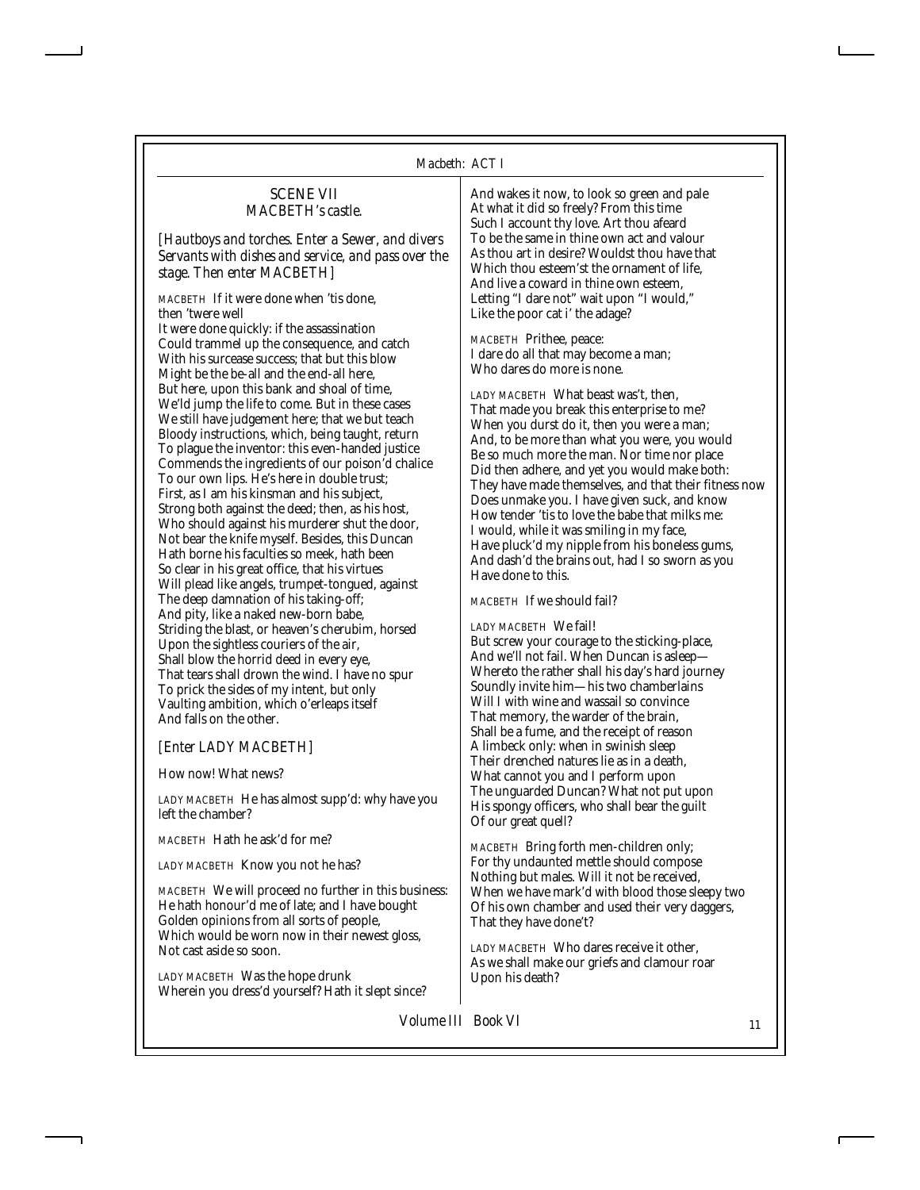## SCENE VII

*MACBETH's castle.*

*[Hautboys and torches. Enter a Sewer, and divers Servants with dishes and service, and pass over the stage. Then enter MACBETH]*

MACBETH If it were done when 'tis done, then 'twere well
It were done quickly: if the assassination
Could trammel up the consequence, and catch
With his surcease success; that but this blow
Might be the be-all and the end-all here,
But here, upon this bank and shoal of time,
We'ld jump the life to come. But in these cases
We still have judgement here; that we but teach
Bloody instructions, which, being taught, return
To plague the inventor: this even-handed justice
Commends the ingredients of our poison'd chalice
To our own lips. He's here in double trust;
First, as I am his kinsman and his subject,
Strong both against the deed; then, as his host,
Who should against his murderer shut the door,
Not bear the knife myself. Besides, this Duncan
Hath borne his faculties so meek, hath been
So clear in his great office, that his virtues
Will plead like angels, trumpet-tongued, against
The deep damnation of his taking-off;
And pity, like a naked new-born babe,
Striding the blast, or heaven's cherubim, horsed
Upon the sightless couriers of the air,
Shall blow the horrid deed in every eye,
That tears shall drown the wind. I have no spur
To prick the sides of my intent, but only
Vaulting ambition, which o'erleaps itself
And falls on the other.

*[Enter LADY MACBETH]*

How now! What news?

LADY MACBETH He has almost supp'd: why have you left the chamber?

MACBETH Hath he ask'd for me?

LADY MACBETH Know you not he has?

MACBETH We will proceed no further in this business:
He hath honour'd me of late; and I have bought
Golden opinions from all sorts of people,
Which would be worn now in their newest gloss,
Not cast aside so soon.

LADY MACBETH Was the hope drunk
Wherein you dress'd yourself? Hath it slept since?
And wakes it now, to look so green and pale
At what it did so freely? From this time
Such I account thy love. Art thou afeard
To be the same in thine own act and valour
As thou art in desire? Wouldst thou have that
Which thou esteem'st the ornament of life,
And live a coward in thine own esteem,
Letting "I dare not" wait upon "I would,"
Like the poor cat i' the adage?

MACBETH Prithee, peace:
I dare do all that may become a man;
Who dares do more is none.

LADY MACBETH What beast was't, then,
That made you break this enterprise to me?
When you durst do it, then you were a man;
And, to be more than what you were, you would
Be so much more the man. Nor time nor place
Did then adhere, and yet you would make both:
They have made themselves, and that their fitness now
Does unmake you. I have given suck, and know
How tender 'tis to love the babe that milks me:
I would, while it was smiling in my face,
Have pluck'd my nipple from his boneless gums,
And dash'd the brains out, had I so sworn as you
Have done to this.

MACBETH If we should fail?

LADY MACBETH We fail!
But screw your courage to the sticking-place,
And we'll not fail. When Duncan is asleep—
Whereto the rather shall his day's hard journey
Soundly invite him—his two chamberlains
Will I with wine and wassail so convince
That memory, the warder of the brain,
Shall be a fume, and the receipt of reason
A limbeck only: when in swinish sleep
Their drenched natures lie as in a death,
What cannot you and I perform upon
The unguarded Duncan? What not put upon
His spongy officers, who shall bear the guilt
Of our great quell?

MACBETH Bring forth men-children only;
For thy undaunted mettle should compose
Nothing but males. Will it not be received,
When we have mark'd with blood those sleepy two
Of his own chamber and used their very daggers,
That they have done't?

LADY MACBETH Who dares receive it other,
As we shall make our griefs and clamour roar
Upon his death?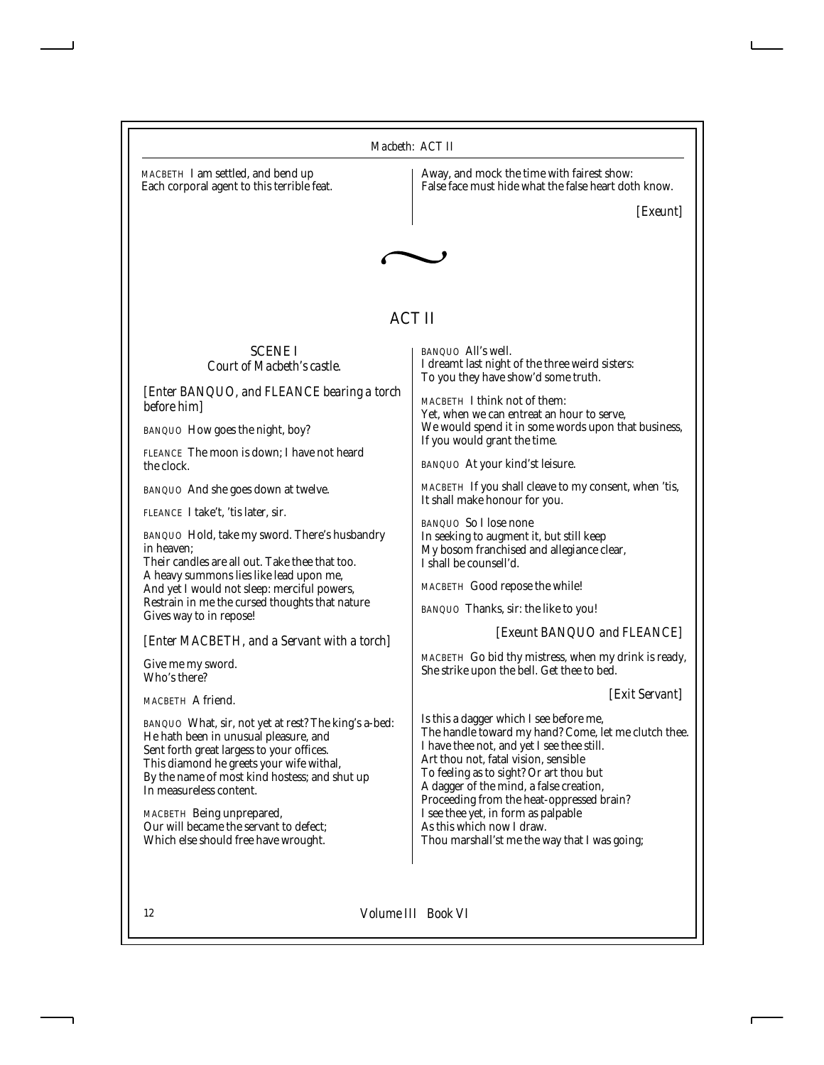MACBETH I am settled, and bend up
Each corporal agent to this terrible feat.
Away, and mock the time with fairest show:
False face must hide what the false heart doth know.

*[Exeunt]*

# ACT II

## SCENE I

*Court of Macbeth's castle.*

*[Enter BANQUO, and FLEANCE bearing a torch before him]*

BANQUO How goes the night, boy?

FLEANCE The moon is down; I have not heard the clock.

BANQUO And she goes down at twelve.

FLEANCE I take't, 'tis later, sir.

BANQUO Hold, take my sword. There's husbandry in heaven;
Their candles are all out. Take thee that too.
A heavy summons lies like lead upon me,
And yet I would not sleep: merciful powers,
Restrain in me the cursed thoughts that nature
Gives way to in repose!

*[Enter MACBETH, and a Servant with a torch]*

Give me my sword.
Who's there?

MACBETH A friend.

BANQUO What, sir, not yet at rest? The king's a-bed:
He hath been in unusual pleasure, and
Sent forth great largess to your offices.
This diamond he greets your wife withal,
By the name of most kind hostess; and shut up
In measureless content.

MACBETH Being unprepared,
Our will became the servant to defect;
Which else should free have wrought.

BANQUO All's well.
I dreamt last night of the three weird sisters:
To you they have show'd some truth.

MACBETH I think not of them:
Yet, when we can entreat an hour to serve,
We would spend it in some words upon that business,
If you would grant the time.

BANQUO At your kind'st leisure.

MACBETH If you shall cleave to my consent, when 'tis,
It shall make honour for you.

BANQUO So I lose none
In seeking to augment it, but still keep
My bosom franchised and allegiance clear,
I shall be counsell'd.

MACBETH Good repose the while!

BANQUO Thanks, sir: the like to you!

*[Exeunt BANQUO and FLEANCE]*

MACBETH Go bid thy mistress, when my drink is ready,
She strike upon the bell. Get thee to bed.

*[Exit Servant]*

Is this a dagger which I see before me,
The handle toward my hand? Come, let me clutch thee.
I have thee not, and yet I see thee still.
Art thou not, fatal vision, sensible
To feeling as to sight? Or art thou but
A dagger of the mind, a false creation,
Proceeding from the heat-oppressed brain?
I see thee yet, in form as palpable
As this which now I draw.
Thou marshall'st me the way that I was going;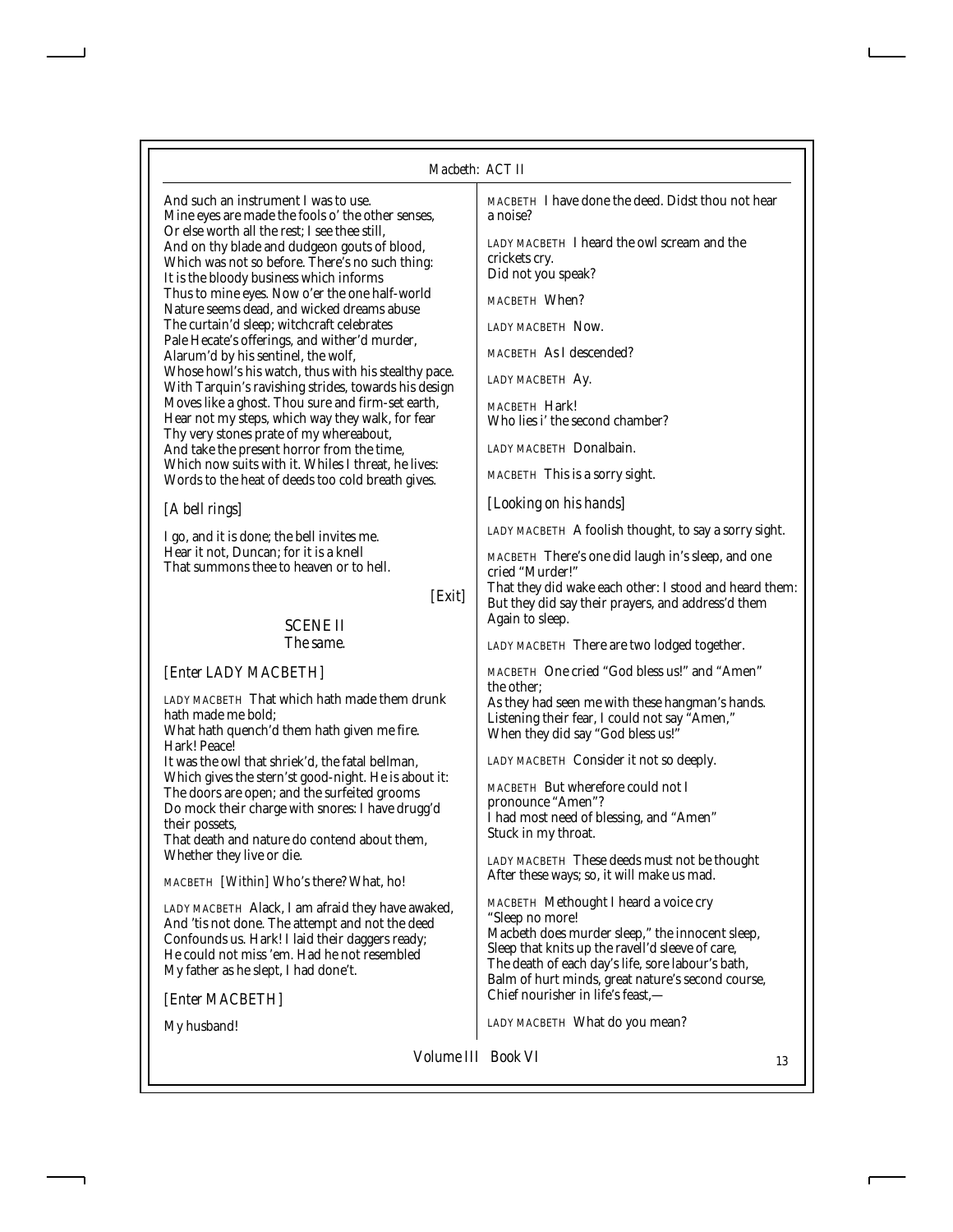And such an instrument I was to use.
Mine eyes are made the fools o' the other senses,
Or else worth all the rest; I see thee still,
And on thy blade and dudgeon gouts of blood,
Which was not so before. There's no such thing:
It is the bloody business which informs
Thus to mine eyes. Now o'er the one half-world
Nature seems dead, and wicked dreams abuse
The curtain'd sleep; witchcraft celebrates
Pale Hecate's offerings, and wither'd murder,
Alarum'd by his sentinel, the wolf,
Whose howl's his watch, thus with his stealthy pace.
With Tarquin's ravishing strides, towards his design
Moves like a ghost. Thou sure and firm-set earth,
Hear not my steps, which way they walk, for fear
Thy very stones prate of my whereabout,
And take the present horror from the time,
Which now suits with it. Whiles I threat, he lives:
Words to the heat of deeds too cold breath gives.

*[A bell rings]*

I go, and it is done; the bell invites me.
Hear it not, Duncan; for it is a knell
That summons thee to heaven or to hell.

*[Exit]*

## SCENE II
*The same.*

*[Enter LADY MACBETH]*

LADY MACBETH That which hath made them drunk hath made me bold;
What hath quench'd them hath given me fire.
Hark! Peace!
It was the owl that shriek'd, the fatal bellman,
Which gives the stern'st good-night. He is about it:
The doors are open; and the surfeited grooms
Do mock their charge with snores: I have drugg'd their possets,
That death and nature do contend about them,
Whether they live or die.

MACBETH *[Within]* Who's there? What, ho!

LADY MACBETH Alack, I am afraid they have awaked,
And 'tis not done. The attempt and not the deed
Confounds us. Hark! I laid their daggers ready;
He could not miss 'em. Had he not resembled
My father as he slept, I had done't.

*[Enter MACBETH]*

My husband!

MACBETH I have done the deed. Didst thou not hear a noise?

LADY MACBETH I heard the owl scream and the crickets cry.
Did not you speak?

MACBETH When?

LADY MACBETH Now.

MACBETH As I descended?

LADY MACBETH Ay.

MACBETH Hark!
Who lies i' the second chamber?

LADY MACBETH Donalbain.

MACBETH This is a sorry sight.

*[Looking on his hands]*

LADY MACBETH A foolish thought, to say a sorry sight.

MACBETH There's one did laugh in's sleep, and one cried "Murder!"
That they did wake each other: I stood and heard them:
But they did say their prayers, and address'd them
Again to sleep.

LADY MACBETH There are two lodged together.

MACBETH One cried "God bless us!" and "Amen" the other;
As they had seen me with these hangman's hands.
Listening their fear, I could not say "Amen,"
When they did say "God bless us!"

LADY MACBETH Consider it not so deeply.

MACBETH But wherefore could not I pronounce "Amen"?
I had most need of blessing, and "Amen"
Stuck in my throat.

LADY MACBETH These deeds must not be thought
After these ways; so, it will make us mad.

MACBETH Methought I heard a voice cry
"Sleep no more!
Macbeth does murder sleep," the innocent sleep,
Sleep that knits up the ravell'd sleeve of care,
The death of each day's life, sore labour's bath,
Balm of hurt minds, great nature's second course,
Chief nourisher in life's feast,—

LADY MACBETH What do you mean?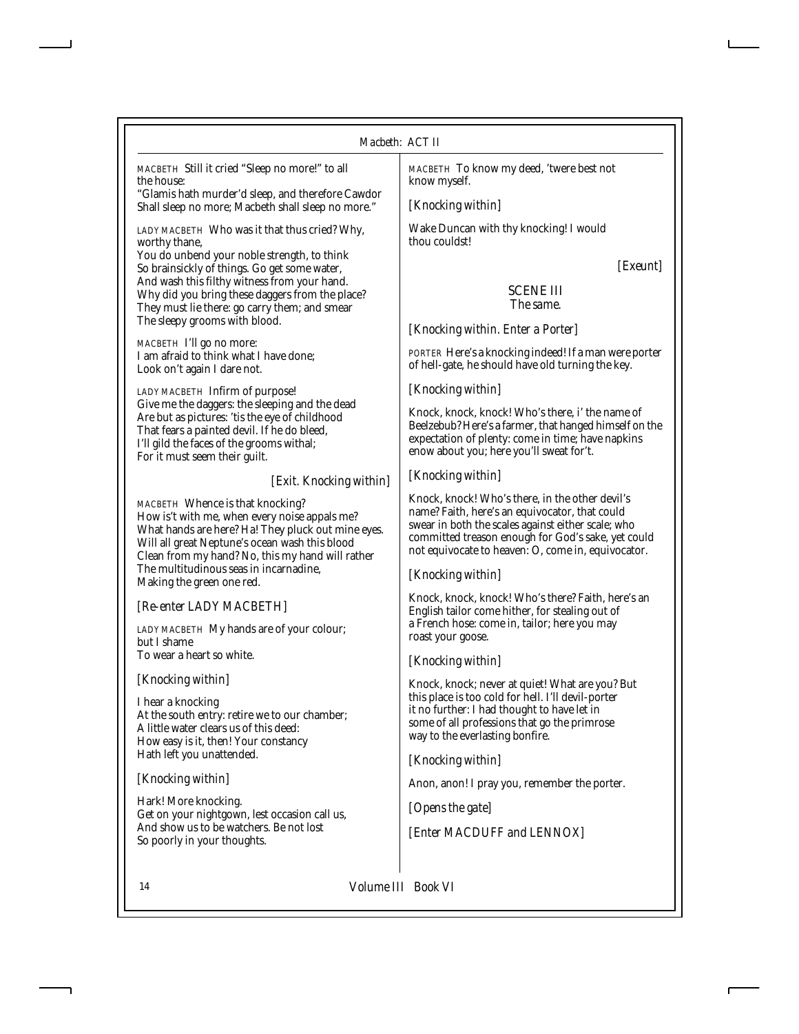MACBETH Still it cried "Sleep no more!" to all the house:
"Glamis hath murder'd sleep, and therefore Cawdor
Shall sleep no more; Macbeth shall sleep no more."

LADY MACBETH Who was it that thus cried? Why, worthy thane,
You do unbend your noble strength, to think
So brainsickly of things. Go get some water,
And wash this filthy witness from your hand.
Why did you bring these daggers from the place?
They must lie there: go carry them; and smear
The sleepy grooms with blood.

MACBETH I'll go no more:
I am afraid to think what I have done;
Look on't again I dare not.

LADY MACBETH Infirm of purpose!
Give me the daggers: the sleeping and the dead
Are but as pictures: 'tis the eye of childhood
That fears a painted devil. If he do bleed,
I'll gild the faces of the grooms withal;
For it must seem their guilt.

*[Exit. Knocking within]*

MACBETH Whence is that knocking?
How is't with me, when every noise appals me?
What hands are here? Ha! They pluck out mine eyes.
Will all great Neptune's ocean wash this blood
Clean from my hand? No, this my hand will rather
The multitudinous seas in incarnadine,
Making the green one red.

*[Re-enter LADY MACBETH]*

LADY MACBETH My hands are of your colour; but I shame
To wear a heart so white.

*[Knocking within]*

I hear a knocking
At the south entry: retire we to our chamber;
A little water clears us of this deed:
How easy is it, then! Your constancy
Hath left you unattended.

*[Knocking within]*

Hark! More knocking.
Get on your nightgown, lest occasion call us,
And show us to be watchers. Be not lost
So poorly in your thoughts.

MACBETH To know my deed, 'twere best not know myself.

*[Knocking within]*

Wake Duncan with thy knocking! I would thou couldst!

*[Exeunt]*

## SCENE III
*The same.*

*[Knocking within. Enter a Porter]*

PORTER Here's a knocking indeed! If a man were porter of hell-gate, he should have old turning the key.

*[Knocking within]*

Knock, knock, knock! Who's there, i' the name of Beelzebub? Here's a farmer, that hanged himself on the expectation of plenty: come in time; have napkins enow about you; here you'll sweat for't.

*[Knocking within]*

Knock, knock! Who's there, in the other devil's name? Faith, here's an equivocator, that could swear in both the scales against either scale; who committed treason enough for God's sake, yet could not equivocate to heaven: O, come in, equivocator.

*[Knocking within]*

Knock, knock, knock! Who's there? Faith, here's an English tailor come hither, for stealing out of a French hose: come in, tailor; here you may roast your goose.

*[Knocking within]*

Knock, knock; never at quiet! What are you? But this place is too cold for hell. I'll devil-porter it no further: I had thought to have let in some of all professions that go the primrose way to the everlasting bonfire.

*[Knocking within]*

Anon, anon! I pray you, remember the porter.

*[Opens the gate]*

*[Enter MACDUFF and LENNOX]*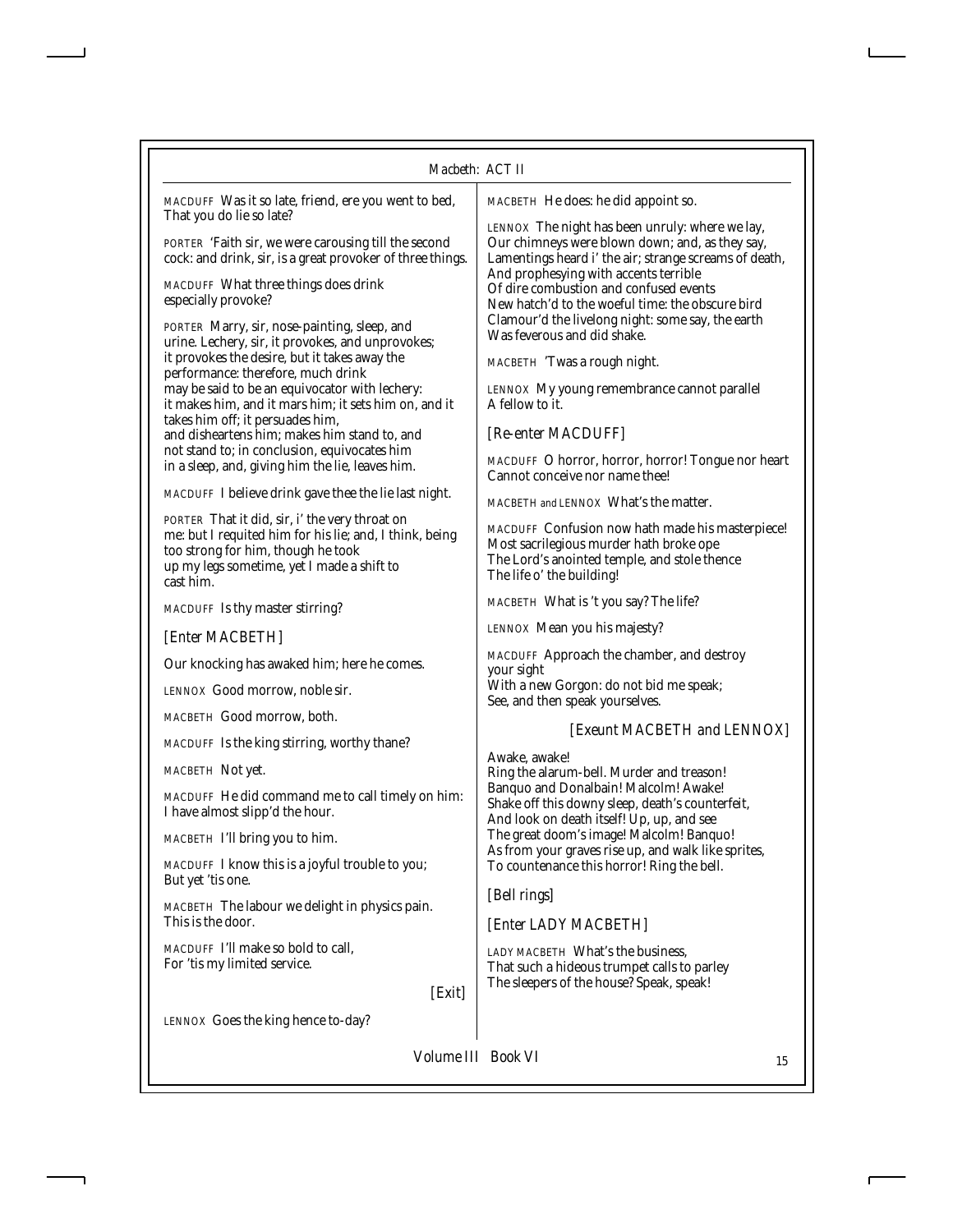MACDUFF Was it so late, friend, ere you went to bed,
That you do lie so late?

PORTER 'Faith sir, we were carousing till the second cock: and drink, sir, is a great provoker of three things.

MACDUFF What three things does drink especially provoke?

PORTER Marry, sir, nose-painting, sleep, and urine. Lechery, sir, it provokes, and unprovokes; it provokes the desire, but it takes away the performance: therefore, much drink may be said to be an equivocator with lechery: it makes him, and it mars him; it sets him on, and it takes him off; it persuades him, and disheartens him; makes him stand to, and not stand to; in conclusion, equivocates him in a sleep, and, giving him the lie, leaves him.

MACDUFF I believe drink gave thee the lie last night.

PORTER That it did, sir, i' the very throat on me: but I requited him for his lie; and, I think, being too strong for him, though he took up my legs sometime, yet I made a shift to cast him.

MACDUFF Is thy master stirring?

*[Enter MACBETH]*

Our knocking has awaked him; here he comes.

LENNOX Good morrow, noble sir.

MACBETH Good morrow, both.

MACDUFF Is the king stirring, worthy thane?

MACBETH Not yet.

MACDUFF He did command me to call timely on him:
I have almost slipp'd the hour.

MACBETH I'll bring you to him.

MACDUFF I know this is a joyful trouble to you;
But yet 'tis one.

MACBETH The labour we delight in physics pain.
This is the door.

MACDUFF I'll make so bold to call,
For 'tis my limited service.

*[Exit]*

LENNOX Goes the king hence to-day?

MACBETH He does: he did appoint so.

LENNOX The night has been unruly: where we lay,
Our chimneys were blown down; and, as they say,
Lamentings heard i' the air; strange screams of death,
And prophesying with accents terrible
Of dire combustion and confused events
New hatch'd to the woeful time: the obscure bird
Clamour'd the livelong night: some say, the earth
Was feverous and did shake.

MACBETH 'Twas a rough night.

LENNOX My young remembrance cannot parallel
A fellow to it.

*[Re-enter MACDUFF]*

MACDUFF O horror, horror, horror! Tongue nor heart
Cannot conceive nor name thee!

MACBETH and LENNOX What's the matter.

MACDUFF Confusion now hath made his masterpiece!
Most sacrilegious murder hath broke ope
The Lord's anointed temple, and stole thence
The life o' the building!

MACBETH What is 't you say? The life?

LENNOX Mean you his majesty?

MACDUFF Approach the chamber, and destroy your sight
With a new Gorgon: do not bid me speak;
See, and then speak yourselves.

*[Exeunt MACBETH and LENNOX]*

Awake, awake!
Ring the alarum-bell. Murder and treason!
Banquo and Donalbain! Malcolm! Awake!
Shake off this downy sleep, death's counterfeit,
And look on death itself! Up, up, and see
The great doom's image! Malcolm! Banquo!
As from your graves rise up, and walk like sprites,
To countenance this horror! Ring the bell.

*[Bell rings]*

*[Enter LADY MACBETH]*

LADY MACBETH What's the business,
That such a hideous trumpet calls to parley
The sleepers of the house? Speak, speak!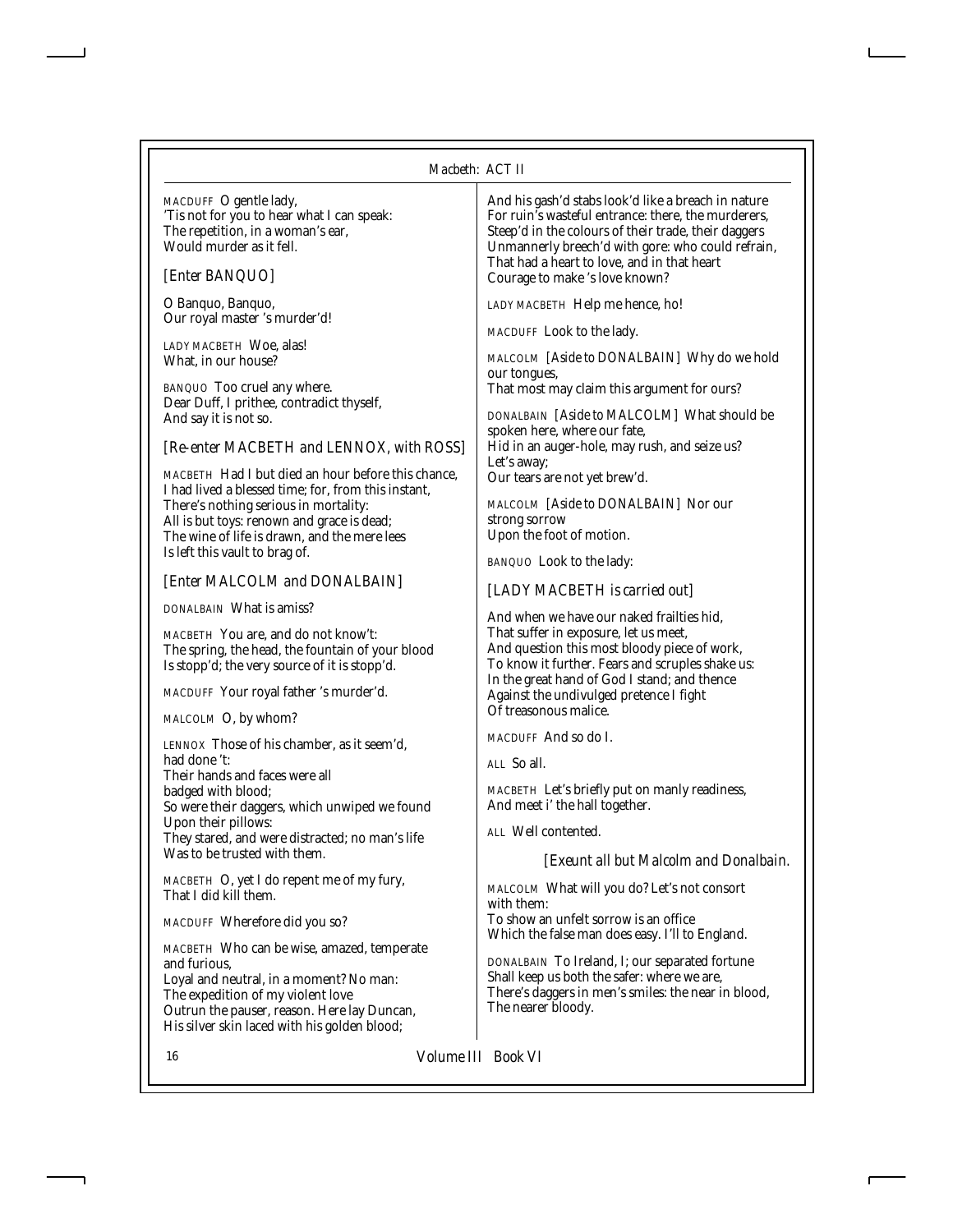MACDUFF O gentle lady,
'Tis not for you to hear what I can speak:
The repetition, in a woman's ear,
Would murder as it fell.

*[Enter BANQUO]*

O Banquo, Banquo,
Our royal master 's murder'd!

LADY MACBETH Woe, alas!
What, in our house?

BANQUO Too cruel any where.
Dear Duff, I prithee, contradict thyself,
And say it is not so.

*[Re-enter MACBETH and LENNOX, with ROSS]*

MACBETH Had I but died an hour before this chance,
I had lived a blessed time; for, from this instant,
There's nothing serious in mortality:
All is but toys: renown and grace is dead;
The wine of life is drawn, and the mere lees
Is left this vault to brag of.

*[Enter MALCOLM and DONALBAIN]*

DONALBAIN What is amiss?

MACBETH You are, and do not know't:
The spring, the head, the fountain of your blood
Is stopp'd; the very source of it is stopp'd.

MACDUFF Your royal father 's murder'd.

MALCOLM O, by whom?

LENNOX Those of his chamber, as it seem'd, had done 't:
Their hands and faces were all badged with blood;
So were their daggers, which unwiped we found
Upon their pillows:
They stared, and were distracted; no man's life
Was to be trusted with them.

MACBETH O, yet I do repent me of my fury,
That I did kill them.

MACDUFF Wherefore did you so?

MACBETH Who can be wise, amazed, temperate and furious,
Loyal and neutral, in a moment? No man:
The expedition of my violent love
Outrun the pauser, reason. Here lay Duncan,
His silver skin laced with his golden blood;
And his gash'd stabs look'd like a breach in nature
For ruin's wasteful entrance: there, the murderers,
Steep'd in the colours of their trade, their daggers
Unmannerly breech'd with gore: who could refrain,
That had a heart to love, and in that heart
Courage to make 's love known?

LADY MACBETH Help me hence, ho!

MACDUFF Look to the lady.

MALCOLM *[Aside to DONALBAIN]* Why do we hold our tongues,
That most may claim this argument for ours?

DONALBAIN *[Aside to MALCOLM]* What should be spoken here, where our fate,
Hid in an auger-hole, may rush, and seize us?
Let's away;
Our tears are not yet brew'd.

MALCOLM *[Aside to DONALBAIN]* Nor our strong sorrow
Upon the foot of motion.

BANQUO Look to the lady:

*[LADY MACBETH is carried out]*

And when we have our naked frailties hid,
That suffer in exposure, let us meet,
And question this most bloody piece of work,
To know it further. Fears and scruples shake us:
In the great hand of God I stand; and thence
Against the undivulged pretence I fight
Of treasonous malice.

MACDUFF And so do I.

ALL So all.

MACBETH Let's briefly put on manly readiness,
And meet i' the hall together.

ALL Well contented.

*[Exeunt all but Malcolm and Donalbain.*

MALCOLM What will you do? Let's not consort with them:
To show an unfelt sorrow is an office
Which the false man does easy. I'll to England.

DONALBAIN To Ireland, I; our separated fortune
Shall keep us both the safer: where we are,
There's daggers in men's smiles: the near in blood,
The nearer bloody.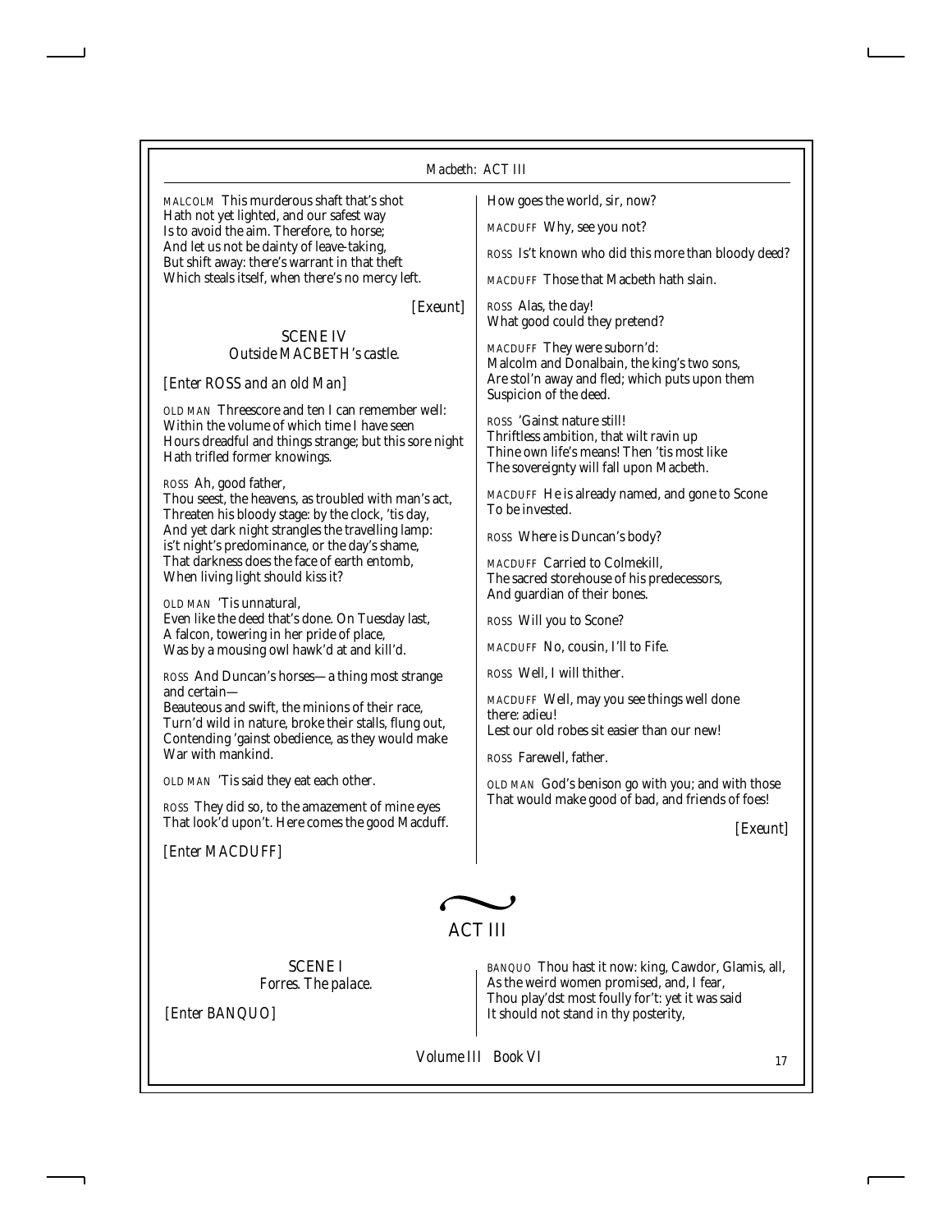MALCOLM This murderous shaft that's shot
Hath not yet lighted, and our safest way
Is to avoid the aim. Therefore, to horse;
And let us not be dainty of leave-taking,
But shift away: there's warrant in that theft
Which steals itself, when there's no mercy left.

*[Exeunt]*

### SCENE IV
*Outside MACBETH's castle.*

*[Enter ROSS and an old Man]*

OLD MAN Threescore and ten I can remember well:
Within the volume of which time I have seen
Hours dreadful and things strange; but this sore night
Hath trifled former knowings.

ROSS Ah, good father,
Thou seest, the heavens, as troubled with man's act,
Threaten his bloody stage: by the clock, 'tis day,
And yet dark night strangles the travelling lamp:
is't night's predominance, or the day's shame,
That darkness does the face of earth entomb,
When living light should kiss it?

OLD MAN 'Tis unnatural,
Even like the deed that's done. On Tuesday last,
A falcon, towering in her pride of place,
Was by a mousing owl hawk'd at and kill'd.

ROSS And Duncan's horses—a thing most strange and certain—
Beauteous and swift, the minions of their race,
Turn'd wild in nature, broke their stalls, flung out,
Contending 'gainst obedience, as they would make
War with mankind.

OLD MAN 'Tis said they eat each other.

ROSS They did so, to the amazement of mine eyes
That look'd upon't. Here comes the good Macduff.

*[Enter MACDUFF]*

How goes the world, sir, now?

MACDUFF Why, see you not?

ROSS Is't known who did this more than bloody deed?

MACDUFF Those that Macbeth hath slain.

ROSS Alas, the day!
What good could they pretend?

MACDUFF They were suborn'd:
Malcolm and Donalbain, the king's two sons,
Are stol'n away and fled; which puts upon them
Suspicion of the deed.

ROSS 'Gainst nature still!
Thriftless ambition, that wilt ravin up
Thine own life's means! Then 'tis most like
The sovereignty will fall upon Macbeth.

MACDUFF He is already named, and gone to Scone
To be invested.

ROSS Where is Duncan's body?

MACDUFF Carried to Colmekill,
The sacred storehouse of his predecessors,
And guardian of their bones.

ROSS Will you to Scone?

MACDUFF No, cousin, I'll to Fife.

ROSS Well, I will thither.

MACDUFF Well, may you see things well done there: adieu!
Lest our old robes sit easier than our new!

ROSS Farewell, father.

OLD MAN God's benison go with you; and with those
That would make good of bad, and friends of foes!

*[Exeunt]*

## ACT III

### SCENE I
*Forres. The palace.*

*[Enter BANQUO]*

BANQUO Thou hast it now: king, Cawdor, Glamis, all,
As the weird women promised, and, I fear,
Thou play'dst most foully for't: yet it was said
It should not stand in thy posterity,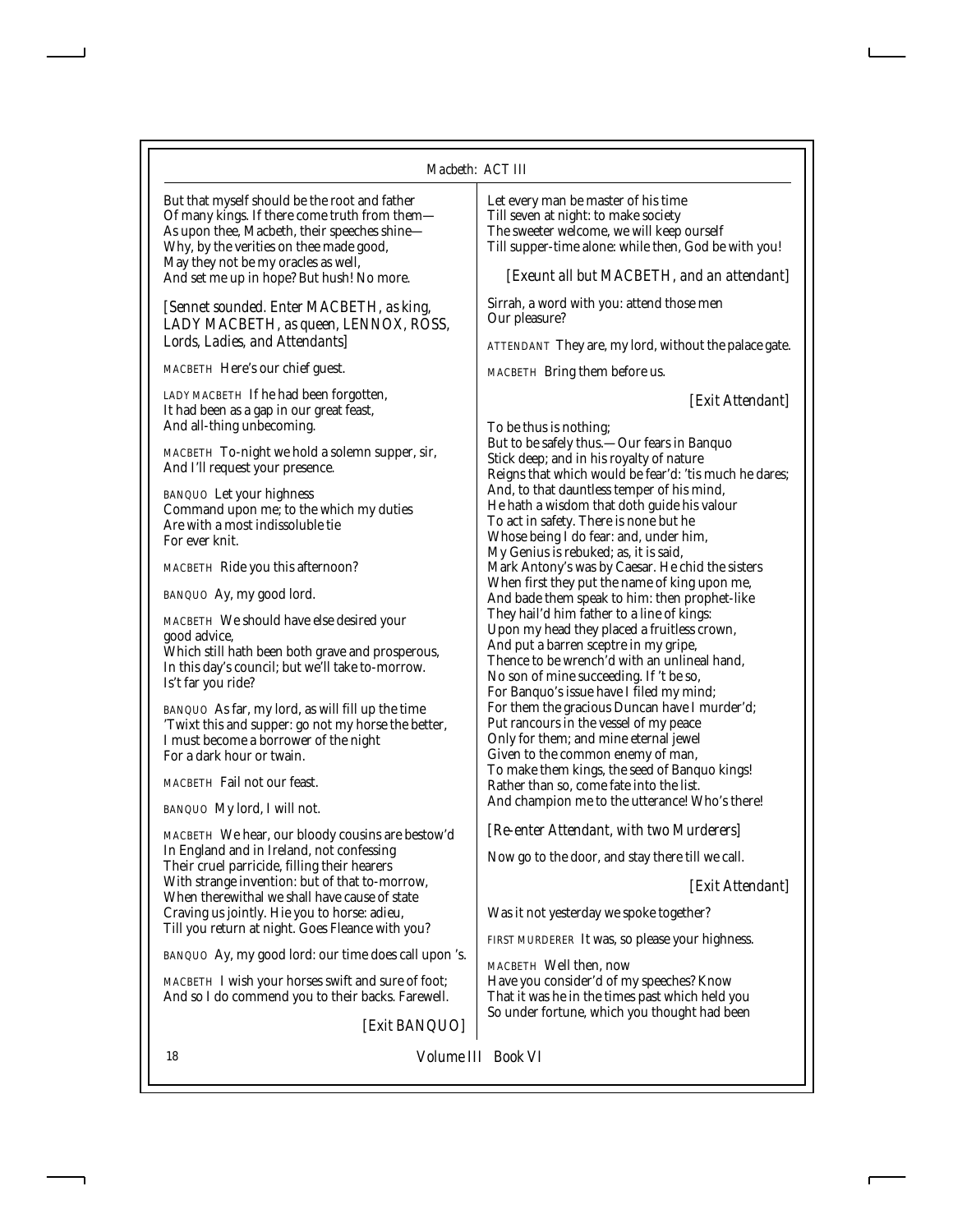But that myself should be the root and father
Of many kings. If there come truth from them—
As upon thee, Macbeth, their speeches shine—
Why, by the verities on thee made good,
May they not be my oracles as well,
And set me up in hope? But hush! No more.

*[Sennet sounded. Enter MACBETH, as king, LADY MACBETH, as queen, LENNOX, ROSS, Lords, Ladies, and Attendants]*

MACBETH Here's our chief guest.

LADY MACBETH If he had been forgotten,
It had been as a gap in our great feast,
And all-thing unbecoming.

MACBETH To-night we hold a solemn supper, sir,
And I'll request your presence.

BANQUO Let your highness
Command upon me; to the which my duties
Are with a most indissoluble tie
For ever knit.

MACBETH Ride you this afternoon?

BANQUO Ay, my good lord.

MACBETH We should have else desired your good advice,
Which still hath been both grave and prosperous,
In this day's council; but we'll take to-morrow.
Is't far you ride?

BANQUO As far, my lord, as will fill up the time
'Twixt this and supper: go not my horse the better,
I must become a borrower of the night
For a dark hour or twain.

MACBETH Fail not our feast.

BANQUO My lord, I will not.

MACBETH We hear, our bloody cousins are bestow'd
In England and in Ireland, not confessing
Their cruel parricide, filling their hearers
With strange invention: but of that to-morrow,
When therewithal we shall have cause of state
Craving us jointly. Hie you to horse: adieu,
Till you return at night. Goes Fleance with you?

BANQUO Ay, my good lord: our time does call upon 's.

MACBETH I wish your horses swift and sure of foot;
And so I do commend you to their backs. Farewell.

*[Exit BANQUO]*

Let every man be master of his time
Till seven at night: to make society
The sweeter welcome, we will keep ourself
Till supper-time alone: while then, God be with you!

*[Exeunt all but MACBETH, and an attendant]*

Sirrah, a word with you: attend those men
Our pleasure?

ATTENDANT They are, my lord, without the palace gate.

MACBETH Bring them before us.

*[Exit Attendant]*

To be thus is nothing;
But to be safely thus.—Our fears in Banquo
Stick deep; and in his royalty of nature
Reigns that which would be fear'd: 'tis much he dares;
And, to that dauntless temper of his mind,
He hath a wisdom that doth guide his valour
To act in safety. There is none but he
Whose being I do fear: and, under him,
My Genius is rebuked; as, it is said,
Mark Antony's was by Caesar. He chid the sisters
When first they put the name of king upon me,
And bade them speak to him: then prophet-like
They hail'd him father to a line of kings:
Upon my head they placed a fruitless crown,
And put a barren sceptre in my gripe,
Thence to be wrench'd with an unlineal hand,
No son of mine succeeding. If 't be so,
For Banquo's issue have I filed my mind;
For them the gracious Duncan have I murder'd;
Put rancours in the vessel of my peace
Only for them; and mine eternal jewel
Given to the common enemy of man,
To make them kings, the seed of Banquo kings!
Rather than so, come fate into the list.
And champion me to the utterance! Who's there!

*[Re-enter Attendant, with two Murderers]*

Now go to the door, and stay there till we call.

*[Exit Attendant]*

Was it not yesterday we spoke together?

FIRST MURDERER It was, so please your highness.

MACBETH Well then, now
Have you consider'd of my speeches? Know
That it was he in the times past which held you
So under fortune, which you thought had been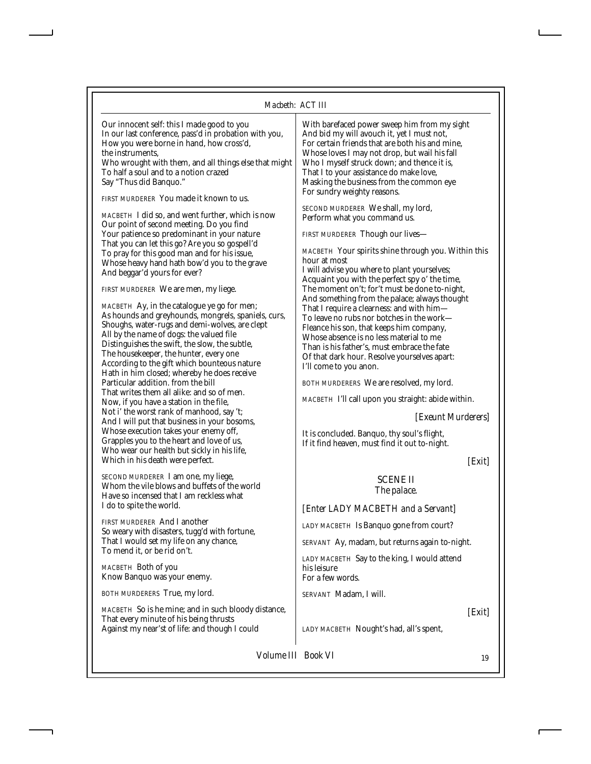Our innocent self: this I made good to you
In our last conference, pass'd in probation with you,
How you were borne in hand, how cross'd,
the instruments,
Who wrought with them, and all things else that might
To half a soul and to a notion crazed
Say "Thus did Banquo."

FIRST MURDERER You made it known to us.

MACBETH I did so, and went further, which is now
Our point of second meeting. Do you find
Your patience so predominant in your nature
That you can let this go? Are you so gospell'd
To pray for this good man and for his issue,
Whose heavy hand hath bow'd you to the grave
And beggar'd yours for ever?

FIRST MURDERER We are men, my liege.

MACBETH Ay, in the catalogue ye go for men;
As hounds and greyhounds, mongrels, spaniels, curs,
Shoughs, water-rugs and demi-wolves, are clept
All by the name of dogs: the valued file
Distinguishes the swift, the slow, the subtle,
The housekeeper, the hunter, every one
According to the gift which bounteous nature
Hath in him closed; whereby he does receive
Particular addition. from the bill
That writes them all alike: and so of men.
Now, if you have a station in the file,
Not i' the worst rank of manhood, say 't;
And I will put that business in your bosoms,
Whose execution takes your enemy off,
Grapples you to the heart and love of us,
Who wear our health but sickly in his life,
Which in his death were perfect.

SECOND MURDERER I am one, my liege,
Whom the vile blows and buffets of the world
Have so incensed that I am reckless what
I do to spite the world.

FIRST MURDERER And I another
So weary with disasters, tugg'd with fortune,
That I would set my life on any chance,
To mend it, or be rid on't.

MACBETH Both of you
Know Banquo was your enemy.

BOTH MURDERERS True, my lord.

MACBETH So is he mine; and in such bloody distance,
That every minute of his being thrusts
Against my near'st of life: and though I could
With barefaced power sweep him from my sight
And bid my will avouch it, yet I must not,
For certain friends that are both his and mine,
Whose loves I may not drop, but wail his fall
Who I myself struck down; and thence it is,
That I to your assistance do make love,
Masking the business from the common eye
For sundry weighty reasons.

SECOND MURDERER We shall, my lord,
Perform what you command us.

FIRST MURDERER Though our lives—

MACBETH Your spirits shine through you. Within this hour at most
I will advise you where to plant yourselves;
Acquaint you with the perfect spy o' the time,
The moment on't; for't must be done to-night,
And something from the palace; always thought
That I require a clearness: and with him—
To leave no rubs nor botches in the work—
Fleance his son, that keeps him company,
Whose absence is no less material to me
Than is his father's, must embrace the fate
Of that dark hour. Resolve yourselves apart:
I'll come to you anon.

BOTH MURDERERS We are resolved, my lord.

MACBETH I'll call upon you straight: abide within.

*[Exeunt Murderers]*

It is concluded. Banquo, thy soul's flight,
If it find heaven, must find it out to-night.

*[Exit]*

## SCENE II

*The palace.*

*[Enter LADY MACBETH and a Servant]*

LADY MACBETH Is Banquo gone from court?

SERVANT Ay, madam, but returns again to-night.

LADY MACBETH Say to the king, I would attend his leisure
For a few words.

SERVANT Madam, I will.

*[Exit]*

LADY MACBETH Nought's had, all's spent,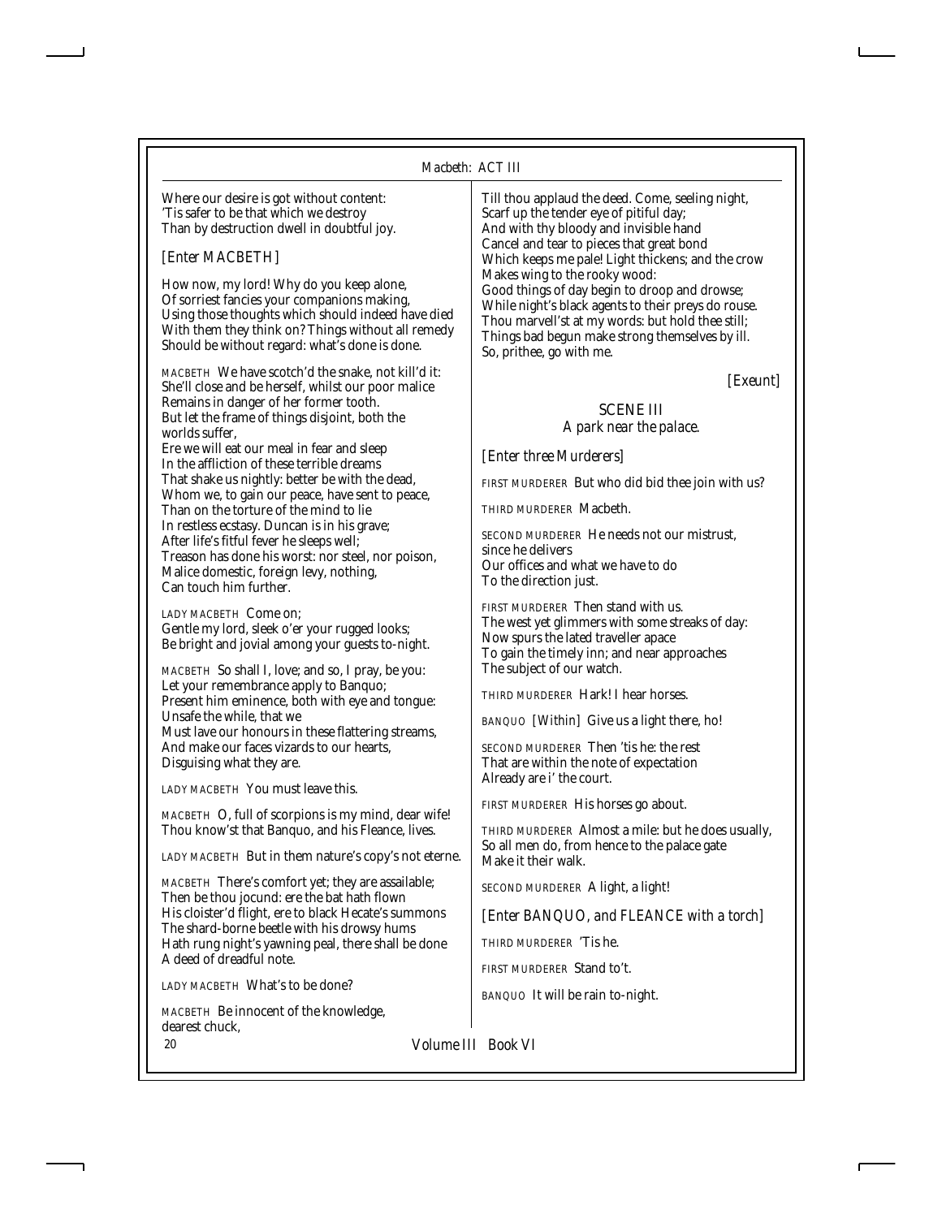Where our desire is got without content:
'Tis safer to be that which we destroy
Than by destruction dwell in doubtful joy.

*[Enter MACBETH]*

How now, my lord! Why do you keep alone,
Of sorriest fancies your companions making,
Using those thoughts which should indeed have died
With them they think on? Things without all remedy
Should be without regard: what's done is done.

MACBETH We have scotch'd the snake, not kill'd it:
She'll close and be herself, whilst our poor malice
Remains in danger of her former tooth.
But let the frame of things disjoint, both the worlds suffer,
Ere we will eat our meal in fear and sleep
In the affliction of these terrible dreams
That shake us nightly: better be with the dead,
Whom we, to gain our peace, have sent to peace,
Than on the torture of the mind to lie
In restless ecstasy. Duncan is in his grave;
After life's fitful fever he sleeps well;
Treason has done his worst: nor steel, nor poison,
Malice domestic, foreign levy, nothing,
Can touch him further.

LADY MACBETH Come on;
Gentle my lord, sleek o'er your rugged looks;
Be bright and jovial among your guests to-night.

MACBETH So shall I, love; and so, I pray, be you:
Let your remembrance apply to Banquo;
Present him eminence, both with eye and tongue:
Unsafe the while, that we
Must lave our honours in these flattering streams,
And make our faces vizards to our hearts,
Disguising what they are.

LADY MACBETH You must leave this.

MACBETH O, full of scorpions is my mind, dear wife!
Thou know'st that Banquo, and his Fleance, lives.

LADY MACBETH But in them nature's copy's not eterne.

MACBETH There's comfort yet; they are assailable;
Then be thou jocund: ere the bat hath flown
His cloister'd flight, ere to black Hecate's summons
The shard-borne beetle with his drowsy hums
Hath rung night's yawning peal, there shall be done
A deed of dreadful note.

LADY MACBETH What's to be done?

MACBETH Be innocent of the knowledge, dearest chuck,
Till thou applaud the deed. Come, seeling night,
Scarf up the tender eye of pitiful day;
And with thy bloody and invisible hand
Cancel and tear to pieces that great bond
Which keeps me pale! Light thickens; and the crow
Makes wing to the rooky wood:
Good things of day begin to droop and drowse;
While night's black agents to their preys do rouse.
Thou marvell'st at my words: but hold thee still;
Things bad begun make strong themselves by ill.
So, prithee, go with me.

*[Exeunt]*

## SCENE III

*A park near the palace.*

*[Enter three Murderers]*

FIRST MURDERER But who did bid thee join with us?

THIRD MURDERER Macbeth.

SECOND MURDERER He needs not our mistrust, since he delivers
Our offices and what we have to do
To the direction just.

FIRST MURDERER Then stand with us.
The west yet glimmers with some streaks of day:
Now spurs the lated traveller apace
To gain the timely inn; and near approaches
The subject of our watch.

THIRD MURDERER Hark! I hear horses.

BANQUO *[Within]* Give us a light there, ho!

SECOND MURDERER Then 'tis he: the rest
That are within the note of expectation
Already are i' the court.

FIRST MURDERER His horses go about.

THIRD MURDERER Almost a mile: but he does usually,
So all men do, from hence to the palace gate
Make it their walk.

SECOND MURDERER A light, a light!

*[Enter BANQUO, and FLEANCE with a torch]*

THIRD MURDERER 'Tis he.

FIRST MURDERER Stand to't.

BANQUO It will be rain to-night.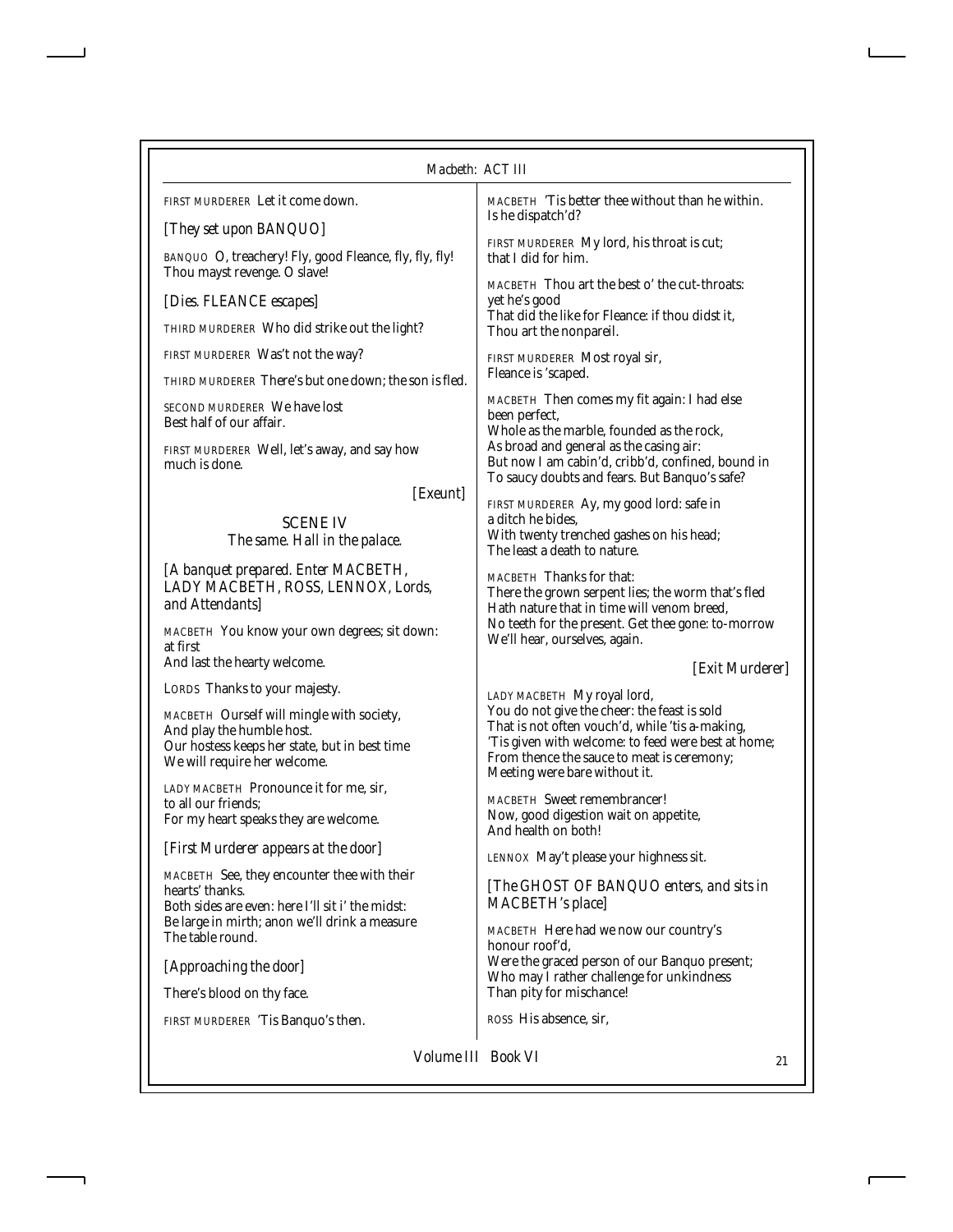FIRST MURDERER Let it come down.

*[They set upon BANQUO]*

BANQUO O, treachery! Fly, good Fleance, fly, fly, fly! Thou mayst revenge. O slave!

*[Dies. FLEANCE escapes]*

THIRD MURDERER Who did strike out the light?

FIRST MURDERER Was't not the way?

THIRD MURDERER There's but one down; the son is fled.

SECOND MURDERER We have lost
Best half of our affair.

FIRST MURDERER Well, let's away, and say how much is done.

*[Exeunt]*

## SCENE IV

*The same. Hall in the palace.*

*[A banquet prepared. Enter MACBETH, LADY MACBETH, ROSS, LENNOX, Lords, and Attendants]*

MACBETH You know your own degrees; sit down: at first
And last the hearty welcome.

LORDS Thanks to your majesty.

MACBETH Ourself will mingle with society,
And play the humble host.
Our hostess keeps her state, but in best time
We will require her welcome.

LADY MACBETH Pronounce it for me, sir, to all our friends;
For my heart speaks they are welcome.

*[First Murderer appears at the door]*

MACBETH See, they encounter thee with their hearts' thanks.
Both sides are even: here I'll sit i' the midst:
Be large in mirth; anon we'll drink a measure
The table round.

*[Approaching the door]*

There's blood on thy face.

FIRST MURDERER 'Tis Banquo's then.

MACBETH 'Tis better thee without than he within.
Is he dispatch'd?

FIRST MURDERER My lord, his throat is cut;
that I did for him.

MACBETH Thou art the best o' the cut-throats: yet he's good
That did the like for Fleance: if thou didst it,
Thou art the nonpareil.

FIRST MURDERER Most royal sir,
Fleance is 'scaped.

MACBETH Then comes my fit again: I had else been perfect,
Whole as the marble, founded as the rock,
As broad and general as the casing air:
But now I am cabin'd, cribb'd, confined, bound in
To saucy doubts and fears. But Banquo's safe?

FIRST MURDERER Ay, my good lord: safe in a ditch he bides,
With twenty trenched gashes on his head;
The least a death to nature.

MACBETH Thanks for that:
There the grown serpent lies; the worm that's fled
Hath nature that in time will venom breed,
No teeth for the present. Get thee gone: to-morrow
We'll hear, ourselves, again.

*[Exit Murderer]*

LADY MACBETH My royal lord,
You do not give the cheer: the feast is sold
That is not often vouch'd, while 'tis a-making,
'Tis given with welcome: to feed were best at home;
From thence the sauce to meat is ceremony;
Meeting were bare without it.

MACBETH Sweet remembrancer!
Now, good digestion wait on appetite,
And health on both!

LENNOX May't please your highness sit.

*[The GHOST OF BANQUO enters, and sits in MACBETH's place]*

MACBETH Here had we now our country's honour roof'd,
Were the graced person of our Banquo present;
Who may I rather challenge for unkindness
Than pity for mischance!

ROSS His absence, sir,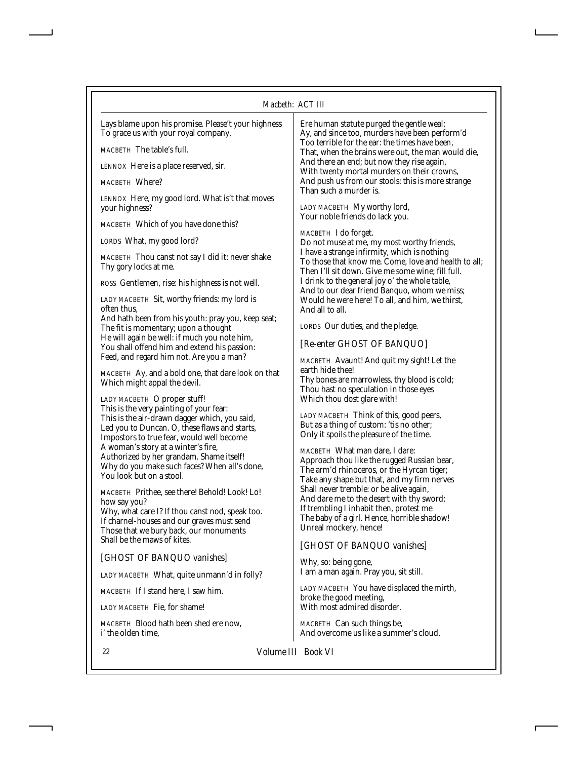Lays blame upon his promise. Please't your highness
To grace us with your royal company.

MACBETH The table's full.

LENNOX Here is a place reserved, sir.

MACBETH Where?

LENNOX Here, my good lord. What is't that moves your highness?

MACBETH Which of you have done this?

LORDS What, my good lord?

MACBETH Thou canst not say I did it: never shake
Thy gory locks at me.

ROSS Gentlemen, rise: his highness is not well.

LADY MACBETH Sit, worthy friends: my lord is often thus,
And hath been from his youth: pray you, keep seat;
The fit is momentary; upon a thought
He will again be well: if much you note him,
You shall offend him and extend his passion:
Feed, and regard him not. Are you a man?

MACBETH Ay, and a bold one, that dare look on that
Which might appal the devil.

LADY MACBETH O proper stuff!
This is the very painting of your fear:
This is the air-drawn dagger which, you said,
Led you to Duncan. O, these flaws and starts,
Impostors to true fear, would well become
A woman's story at a winter's fire,
Authorized by her grandam. Shame itself!
Why do you make such faces? When all's done,
You look but on a stool.

MACBETH Prithee, see there! Behold! Look! Lo! how say you?
Why, what care I? If thou canst nod, speak too.
If charnel-houses and our graves must send
Those that we bury back, our monuments
Shall be the maws of kites.

*[GHOST OF BANQUO vanishes]*

LADY MACBETH What, quite unmann'd in folly?

MACBETH If I stand here, I saw him.

LADY MACBETH Fie, for shame!

MACBETH Blood hath been shed ere now, i' the olden time,
Ere human statute purged the gentle weal;
Ay, and since too, murders have been perform'd
Too terrible for the ear: the times have been,
That, when the brains were out, the man would die,
And there an end; but now they rise again,
With twenty mortal murders on their crowns,
And push us from our stools: this is more strange
Than such a murder is.

LADY MACBETH My worthy lord,
Your noble friends do lack you.

MACBETH I do forget.
Do not muse at me, my most worthy friends,
I have a strange infirmity, which is nothing
To those that know me. Come, love and health to all;
Then I'll sit down. Give me some wine; fill full.
I drink to the general joy o' the whole table,
And to our dear friend Banquo, whom we miss;
Would he were here! To all, and him, we thirst,
And all to all.

LORDS Our duties, and the pledge.

*[Re-enter GHOST OF BANQUO]*

MACBETH Avaunt! And quit my sight! Let the earth hide thee!
Thy bones are marrowless, thy blood is cold;
Thou hast no speculation in those eyes
Which thou dost glare with!

LADY MACBETH Think of this, good peers,
But as a thing of custom: 'tis no other;
Only it spoils the pleasure of the time.

MACBETH What man dare, I dare:
Approach thou like the rugged Russian bear,
The arm'd rhinoceros, or the Hyrcan tiger;
Take any shape but that, and my firm nerves
Shall never tremble: or be alive again,
And dare me to the desert with thy sword;
If trembling I inhabit then, protest me
The baby of a girl. Hence, horrible shadow!
Unreal mockery, hence!

*[GHOST OF BANQUO vanishes]*

Why, so: being gone,
I am a man again. Pray you, sit still.

LADY MACBETH You have displaced the mirth, broke the good meeting,
With most admired disorder.

MACBETH Can such things be,
And overcome us like a summer's cloud,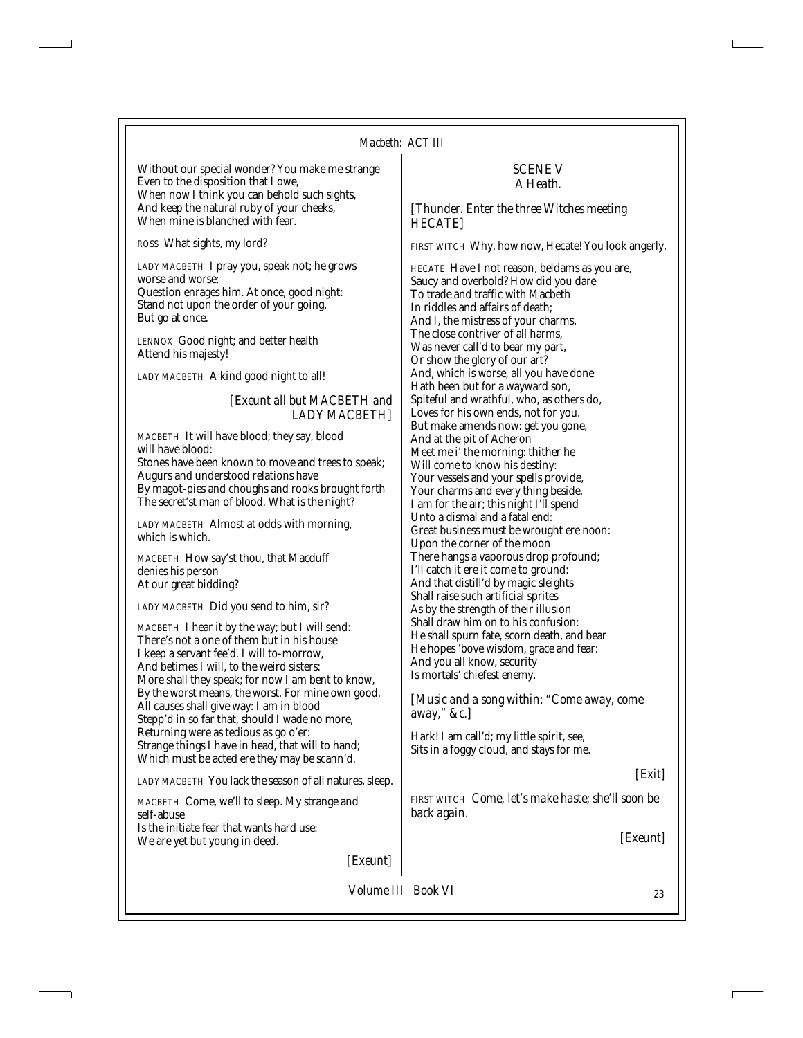Without our special wonder? You make me strange
Even to the disposition that I owe,
When now I think you can behold such sights,
And keep the natural ruby of your cheeks,
When mine is blanched with fear.

ROSS What sights, my lord?

LADY MACBETH I pray you, speak not; he grows worse and worse;
Question enrages him. At once, good night:
Stand not upon the order of your going,
But go at once.

LENNOX Good night; and better health
Attend his majesty!

LADY MACBETH A kind good night to all!

*[Exeunt all but MACBETH and LADY MACBETH]*

MACBETH It will have blood; they say, blood will have blood:
Stones have been known to move and trees to speak;
Augurs and understood relations have
By magot-pies and choughs and rooks brought forth
The secret'st man of blood. What is the night?

LADY MACBETH Almost at odds with morning, which is which.

MACBETH How say'st thou, that Macduff denies his person
At our great bidding?

LADY MACBETH Did you send to him, sir?

MACBETH I hear it by the way; but I will send:
There's not a one of them but in his house
I keep a servant fee'd. I will to-morrow,
And betimes I will, to the weird sisters:
More shall they speak; for now I am bent to know,
By the worst means, the worst. For mine own good,
All causes shall give way: I am in blood
Stepp'd in so far that, should I wade no more,
Returning were as tedious as go o'er:
Strange things I have in head, that will to hand;
Which must be acted ere they may be scann'd.

LADY MACBETH You lack the season of all natures, sleep.

MACBETH Come, we'll to sleep. My strange and self-abuse
Is the initiate fear that wants hard use:
We are yet but young in deed.

*[Exeunt]*

## SCENE V

*A Heath.*

*[Thunder. Enter the three Witches meeting HECATE]*

FIRST WITCH Why, how now, Hecate! You look angerly.

HECATE Have I not reason, beldams as you are,
Saucy and overbold? How did you dare
To trade and traffic with Macbeth
In riddles and affairs of death;
And I, the mistress of your charms,
The close contriver of all harms,
Was never call'd to bear my part,
Or show the glory of our art?
And, which is worse, all you have done
Hath been but for a wayward son,
Spiteful and wrathful, who, as others do,
Loves for his own ends, not for you.
But make amends now: get you gone,
And at the pit of Acheron
Meet me i' the morning: thither he
Will come to know his destiny:
Your vessels and your spells provide,
Your charms and every thing beside.
I am for the air; this night I'll spend
Unto a dismal and a fatal end:
Great business must be wrought ere noon:
Upon the corner of the moon
There hangs a vaporous drop profound;
I'll catch it ere it come to ground:
And that distill'd by magic sleights
Shall raise such artificial sprites
As by the strength of their illusion
Shall draw him on to his confusion:
He shall spurn fate, scorn death, and bear
He hopes 'bove wisdom, grace and fear:
And you all know, security
Is mortals' chiefest enemy.

*[Music and a song within: "Come away, come away," &c.]*

Hark! I am call'd; my little spirit, see,
Sits in a foggy cloud, and stays for me.

*[Exit]*

FIRST WITCH *Come, let's make haste; she'll soon be back again.*

*[Exeunt]*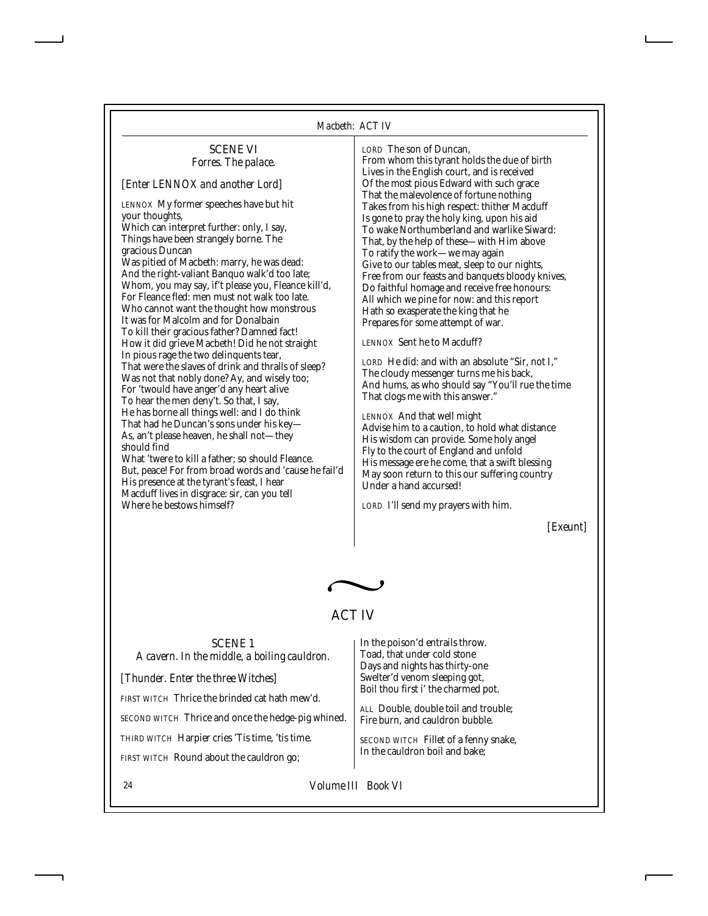### SCENE VI

*Forres. The palace.*

*[Enter LENNOX and another Lord]*

LENNOX My former speeches have but hit your thoughts,
Which can interpret further: only, I say,
Things have been strangely borne. The gracious Duncan
Was pitied of Macbeth: marry, he was dead:
And the right-valiant Banquo walk'd too late;
Whom, you may say, if't please you, Fleance kill'd,
For Fleance fled: men must not walk too late.
Who cannot want the thought how monstrous
It was for Malcolm and for Donalbain
To kill their gracious father? Damned fact!
How it did grieve Macbeth! Did he not straight
In pious rage the two delinquents tear,
That were the slaves of drink and thralls of sleep?
Was not that nobly done? Ay, and wisely too;
For 'twould have anger'd any heart alive
To hear the men deny't. So that, I say,
He has borne all things well: and I do think
That had he Duncan's sons under his key—
As, an't please heaven, he shall not—they should find
What 'twere to kill a father; so should Fleance.
But, peace! For from broad words and 'cause he fail'd
His presence at the tyrant's feast, I hear
Macduff lives in disgrace: sir, can you tell
Where he bestows himself?

LORD The son of Duncan,
From whom this tyrant holds the due of birth
Lives in the English court, and is received
Of the most pious Edward with such grace
That the malevolence of fortune nothing
Takes from his high respect: thither Macduff
Is gone to pray the holy king, upon his aid
To wake Northumberland and warlike Siward:
That, by the help of these—with Him above
To ratify the work—we may again
Give to our tables meat, sleep to our nights,
Free from our feasts and banquets bloody knives,
Do faithful homage and receive free honours:
All which we pine for now: and this report
Hath so exasperate the king that he
Prepares for some attempt of war.

LENNOX Sent he to Macduff?

LORD He did: and with an absolute "Sir, not I,"
The cloudy messenger turns me his back,
And hums, as who should say "You'll rue the time
That clogs me with this answer."

LENNOX And that well might
Advise him to a caution, to hold what distance
His wisdom can provide. Some holy angel
Fly to the court of England and unfold
His message ere he come, that a swift blessing
May soon return to this our suffering country
Under a hand accursed!

LORD I'll send my prayers with him.

*[Exeunt]*

## ACT IV

### SCENE 1

*A cavern. In the middle, a boiling cauldron.*

*[Thunder. Enter the three Witches]*

FIRST WITCH Thrice the brinded cat hath mew'd.

SECOND WITCH Thrice and once the hedge-pig whined.

THIRD WITCH Harpier cries 'Tis time, 'tis time.

FIRST WITCH Round about the cauldron go;
In the poison'd entrails throw.
Toad, that under cold stone
Days and nights has thirty-one
Swelter'd venom sleeping got,
Boil thou first i' the charmed pot.

ALL Double, double toil and trouble;
Fire burn, and cauldron bubble.

SECOND WITCH Fillet of a fenny snake,
In the cauldron boil and bake;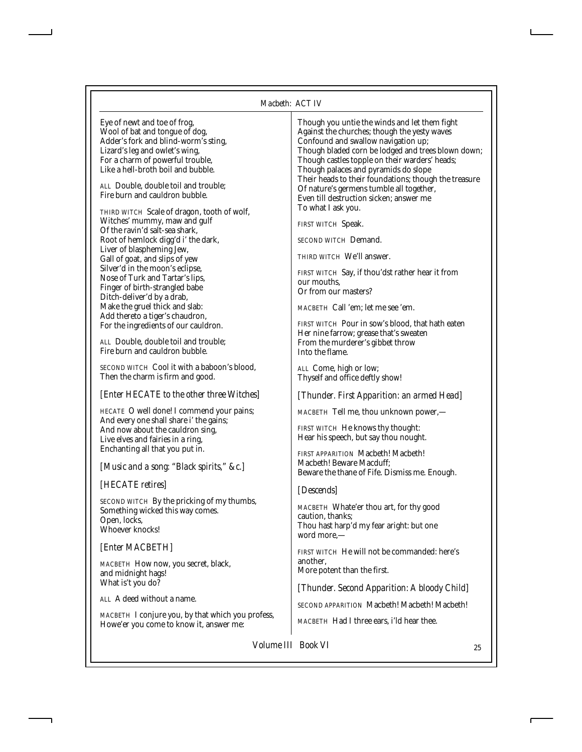Eye of newt and toe of frog,
Wool of bat and tongue of dog,
Adder's fork and blind-worm's sting,
Lizard's leg and owlet's wing,
For a charm of powerful trouble,
Like a hell-broth boil and bubble.

ALL Double, double toil and trouble;
Fire burn and cauldron bubble.

THIRD WITCH Scale of dragon, tooth of wolf,
Witches' mummy, maw and gulf
Of the ravin'd salt-sea shark,
Root of hemlock digg'd i' the dark,
Liver of blaspheming Jew,
Gall of goat, and slips of yew
Silver'd in the moon's eclipse,
Nose of Turk and Tartar's lips,
Finger of birth-strangled babe
Ditch-deliver'd by a drab,
Make the gruel thick and slab:
Add thereto a tiger's chaudron,
For the ingredients of our cauldron.

ALL Double, double toil and trouble;
Fire burn and cauldron bubble.

SECOND WITCH Cool it with a baboon's blood,
Then the charm is firm and good.

*[Enter HECATE to the other three Witches]*

HECATE O well done! I commend your pains;
And every one shall share i' the gains;
And now about the cauldron sing,
Live elves and fairies in a ring,
Enchanting all that you put in.

*[Music and a song: "Black spirits," &c.]*

*[HECATE retires]*

SECOND WITCH By the pricking of my thumbs,
Something wicked this way comes.
Open, locks,
Whoever knocks!

*[Enter MACBETH]*

MACBETH How now, you secret, black,
and midnight hags!
What is't you do?

ALL A deed without a name.

MACBETH I conjure you, by that which you profess,
Howe'er you come to know it, answer me:
Though you untie the winds and let them fight
Against the churches; though the yesty waves
Confound and swallow navigation up;
Though bladed corn be lodged and trees blown down;
Though castles topple on their warders' heads;
Though palaces and pyramids do slope
Their heads to their foundations; though the treasure
Of nature's germens tumble all together,
Even till destruction sicken; answer me
To what I ask you.

FIRST WITCH Speak.

SECOND WITCH Demand.

THIRD WITCH We'll answer.

FIRST WITCH Say, if thou'dst rather hear it from
our mouths,
Or from our masters?

MACBETH Call 'em; let me see 'em.

FIRST WITCH Pour in sow's blood, that hath eaten
Her nine farrow; grease that's sweaten
From the murderer's gibbet throw
Into the flame.

ALL Come, high or low;
Thyself and office deftly show!

*[Thunder. First Apparition: an armed Head]*

MACBETH Tell me, thou unknown power,—

FIRST WITCH He knows thy thought:
Hear his speech, but say thou nought.

FIRST APPARITION Macbeth! Macbeth!
Macbeth! Beware Macduff;
Beware the thane of Fife. Dismiss me. Enough.

*[Descends]*

MACBETH Whate'er thou art, for thy good
caution, thanks;
Thou hast harp'd my fear aright: but one
word more,—

FIRST WITCH He will not be commanded: here's
another,
More potent than the first.

*[Thunder. Second Apparition: A bloody Child]*

SECOND APPARITION Macbeth! Macbeth! Macbeth!

MACBETH Had I three ears, i'ld hear thee.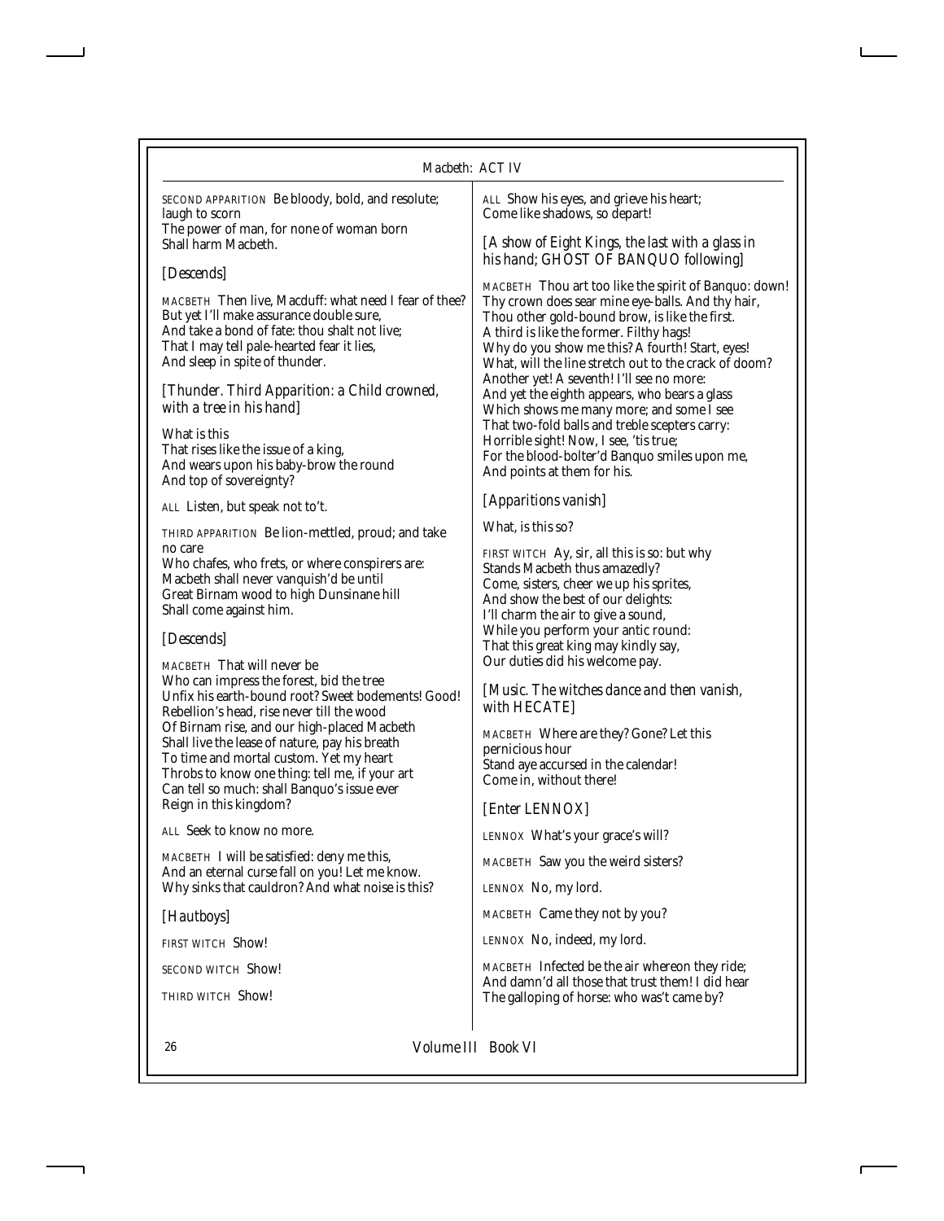SECOND APPARITION Be bloody, bold, and resolute; laugh to scorn
The power of man, for none of woman born
Shall harm Macbeth.

*[Descends]*

MACBETH Then live, Macduff: what need I fear of thee?
But yet I'll make assurance double sure,
And take a bond of fate: thou shalt not live;
That I may tell pale-hearted fear it lies,
And sleep in spite of thunder.

*[Thunder. Third Apparition: a Child crowned, with a tree in his hand]*

What is this
That rises like the issue of a king,
And wears upon his baby-brow the round
And top of sovereignty?

ALL Listen, but speak not to't.

THIRD APPARITION Be lion-mettled, proud; and take no care
Who chafes, who frets, or where conspirers are:
Macbeth shall never vanquish'd be until
Great Birnam wood to high Dunsinane hill
Shall come against him.

*[Descends]*

MACBETH That will never be
Who can impress the forest, bid the tree
Unfix his earth-bound root? Sweet bodements! Good!
Rebellion's head, rise never till the wood
Of Birnam rise, and our high-placed Macbeth
Shall live the lease of nature, pay his breath
To time and mortal custom. Yet my heart
Throbs to know one thing: tell me, if your art
Can tell so much: shall Banquo's issue ever
Reign in this kingdom?

ALL Seek to know no more.

MACBETH I will be satisfied: deny me this,
And an eternal curse fall on you! Let me know.
Why sinks that cauldron? And what noise is this?

*[Hautboys]*

FIRST WITCH Show!

SECOND WITCH Show!

THIRD WITCH Show!

ALL Show his eyes, and grieve his heart;
Come like shadows, so depart!

*[A show of Eight Kings, the last with a glass in his hand; GHOST OF BANQUO following]*

MACBETH Thou art too like the spirit of Banquo: down!
Thy crown does sear mine eye-balls. And thy hair,
Thou other gold-bound brow, is like the first.
A third is like the former. Filthy hags!
Why do you show me this? A fourth! Start, eyes!
What, will the line stretch out to the crack of doom?
Another yet! A seventh! I'll see no more:
And yet the eighth appears, who bears a glass
Which shows me many more; and some I see
That two-fold balls and treble scepters carry:
Horrible sight! Now, I see, 'tis true;
For the blood-bolter'd Banquo smiles upon me,
And points at them for his.

*[Apparitions vanish]*

What, is this so?

FIRST WITCH Ay, sir, all this is so: but why
Stands Macbeth thus amazedly?
Come, sisters, cheer we up his sprites,
And show the best of our delights:
I'll charm the air to give a sound,
While you perform your antic round:
That this great king may kindly say,
Our duties did his welcome pay.

*[Music. The witches dance and then vanish, with HECATE]*

MACBETH Where are they? Gone? Let this pernicious hour
Stand aye accursed in the calendar!
Come in, without there!

*[Enter LENNOX]*

LENNOX What's your grace's will?

MACBETH Saw you the weird sisters?

LENNOX No, my lord.

MACBETH Came they not by you?

LENNOX No, indeed, my lord.

MACBETH Infected be the air whereon they ride;
And damn'd all those that trust them! I did hear
The galloping of horse: who was't came by?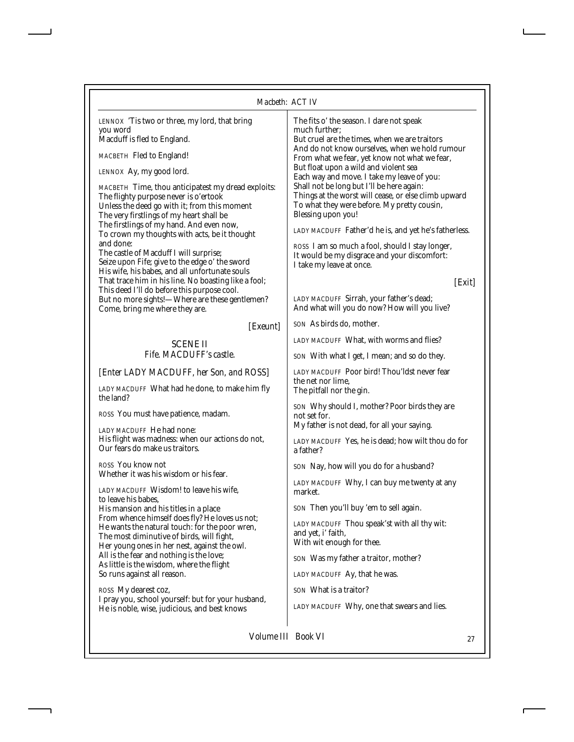LENNOX 'Tis two or three, my lord, that bring you word
Macduff is fled to England.

MACBETH Fled to England!

LENNOX Ay, my good lord.

MACBETH Time, thou anticipatest my dread exploits:
The flighty purpose never is o'ertook
Unless the deed go with it; from this moment
The very firstlings of my heart shall be
The firstlings of my hand. And even now,
To crown my thoughts with acts, be it thought and done:
The castle of Macduff I will surprise;
Seize upon Fife; give to the edge o' the sword
His wife, his babes, and all unfortunate souls
That trace him in his line. No boasting like a fool;
This deed I'll do before this purpose cool.
But no more sights!—Where are these gentlemen?
Come, bring me where they are.

*[Exeunt]*

## SCENE II

*Fife. MACDUFF's castle.*

*[Enter LADY MACDUFF, her Son, and ROSS]*

LADY MACDUFF What had he done, to make him fly the land?

ROSS You must have patience, madam.

LADY MACDUFF He had none:
His flight was madness: when our actions do not,
Our fears do make us traitors.

ROSS You know not
Whether it was his wisdom or his fear.

LADY MACDUFF Wisdom! to leave his wife, to leave his babes,
His mansion and his titles in a place
From whence himself does fly? He loves us not;
He wants the natural touch: for the poor wren,
The most diminutive of birds, will fight,
Her young ones in her nest, against the owl.
All is the fear and nothing is the love;
As little is the wisdom, where the flight
So runs against all reason.

ROSS My dearest coz,
I pray you, school yourself: but for your husband,
He is noble, wise, judicious, and best knows
The fits o' the season. I dare not speak much further;
But cruel are the times, when we are traitors
And do not know ourselves, when we hold rumour
From what we fear, yet know not what we fear,
But float upon a wild and violent sea
Each way and move. I take my leave of you:
Shall not be long but I'll be here again:
Things at the worst will cease, or else climb upward
To what they were before. My pretty cousin,
Blessing upon you!

LADY MACDUFF Father'd he is, and yet he's fatherless.

ROSS I am so much a fool, should I stay longer,
It would be my disgrace and your discomfort:
I take my leave at once.

*[Exit]*

LADY MACDUFF Sirrah, your father's dead;
And what will you do now? How will you live?

SON As birds do, mother.

LADY MACDUFF What, with worms and flies?

SON With what I get, I mean; and so do they.

LADY MACDUFF Poor bird! Thou'ldst never fear the net nor lime,
The pitfall nor the gin.

SON Why should I, mother? Poor birds they are not set for.
My father is not dead, for all your saying.

LADY MACDUFF Yes, he is dead; how wilt thou do for a father?

SON Nay, how will you do for a husband?

LADY MACDUFF Why, I can buy me twenty at any market.

SON Then you'll buy 'em to sell again.

LADY MACDUFF Thou speak'st with all thy wit: and yet, i' faith,
With wit enough for thee.

SON Was my father a traitor, mother?

LADY MACDUFF Ay, that he was.

SON What is a traitor?

LADY MACDUFF Why, one that swears and lies.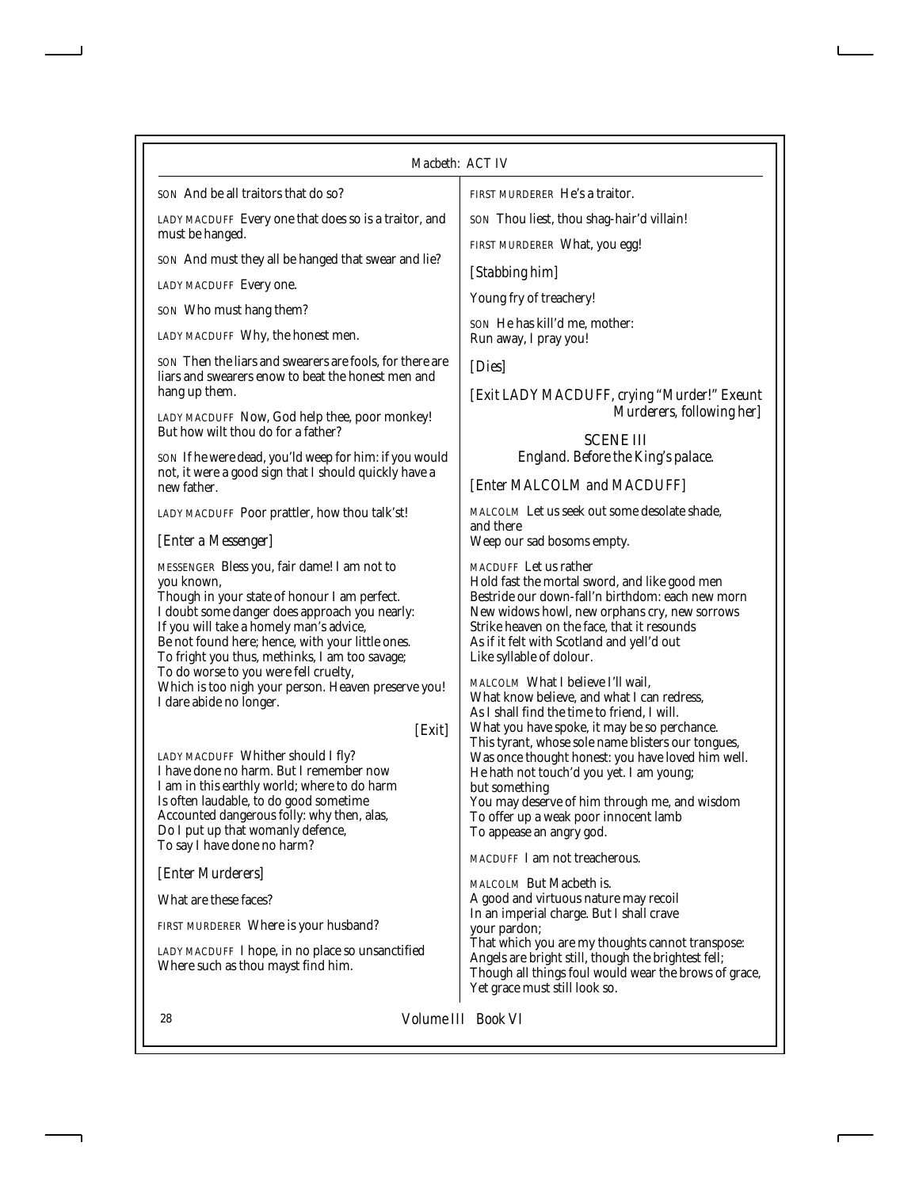SON And be all traitors that do so?

LADY MACDUFF Every one that does so is a traitor, and must be hanged.

SON And must they all be hanged that swear and lie?

LADY MACDUFF Every one.

SON Who must hang them?

LADY MACDUFF Why, the honest men.

SON Then the liars and swearers are fools, for there are liars and swearers enow to beat the honest men and hang up them.

LADY MACDUFF Now, God help thee, poor monkey!
But how wilt thou do for a father?

SON If he were dead, you'ld weep for him: if you would not, it were a good sign that I should quickly have a new father.

LADY MACDUFF Poor prattler, how thou talk'st!

*[Enter a Messenger]*

MESSENGER Bless you, fair dame! I am not to you known,
Though in your state of honour I am perfect.
I doubt some danger does approach you nearly:
If you will take a homely man's advice,
Be not found here; hence, with your little ones.
To fright you thus, methinks, I am too savage;
To do worse to you were fell cruelty,
Which is too nigh your person. Heaven preserve you!
I dare abide no longer.

*[Exit]*

LADY MACDUFF Whither should I fly?
I have done no harm. But I remember now
I am in this earthly world; where to do harm
Is often laudable, to do good sometime
Accounted dangerous folly: why then, alas,
Do I put up that womanly defence,
To say I have done no harm?

*[Enter Murderers]*

What are these faces?

FIRST MURDERER Where is your husband?

LADY MACDUFF I hope, in no place so unsanctified
Where such as thou mayst find him.

FIRST MURDERER He's a traitor.

SON Thou liest, thou shag-hair'd villain!

FIRST MURDERER What, you egg!

*[Stabbing him]*

Young fry of treachery!

SON He has kill'd me, mother:
Run away, I pray you!

*[Dies]*

*[Exit LADY MACDUFF, crying "Murder!" Exeunt Murderers, following her]*

## SCENE III

*England. Before the King's palace.*

*[Enter MALCOLM and MACDUFF]*

MALCOLM Let us seek out some desolate shade, and there
Weep our sad bosoms empty.

MACDUFF Let us rather
Hold fast the mortal sword, and like good men
Bestride our down-fall'n birthdom: each new morn
New widows howl, new orphans cry, new sorrows
Strike heaven on the face, that it resounds
As if it felt with Scotland and yell'd out
Like syllable of dolour.

MALCOLM What I believe I'll wail,
What know believe, and what I can redress,
As I shall find the time to friend, I will.
What you have spoke, it may be so perchance.
This tyrant, whose sole name blisters our tongues,
Was once thought honest: you have loved him well.
He hath not touch'd you yet. I am young;
but something
You may deserve of him through me, and wisdom
To offer up a weak poor innocent lamb
To appease an angry god.

MACDUFF I am not treacherous.

MALCOLM But Macbeth is.
A good and virtuous nature may recoil
In an imperial charge. But I shall crave
your pardon;
That which you are my thoughts cannot transpose:
Angels are bright still, though the brightest fell;
Though all things foul would wear the brows of grace,
Yet grace must still look so.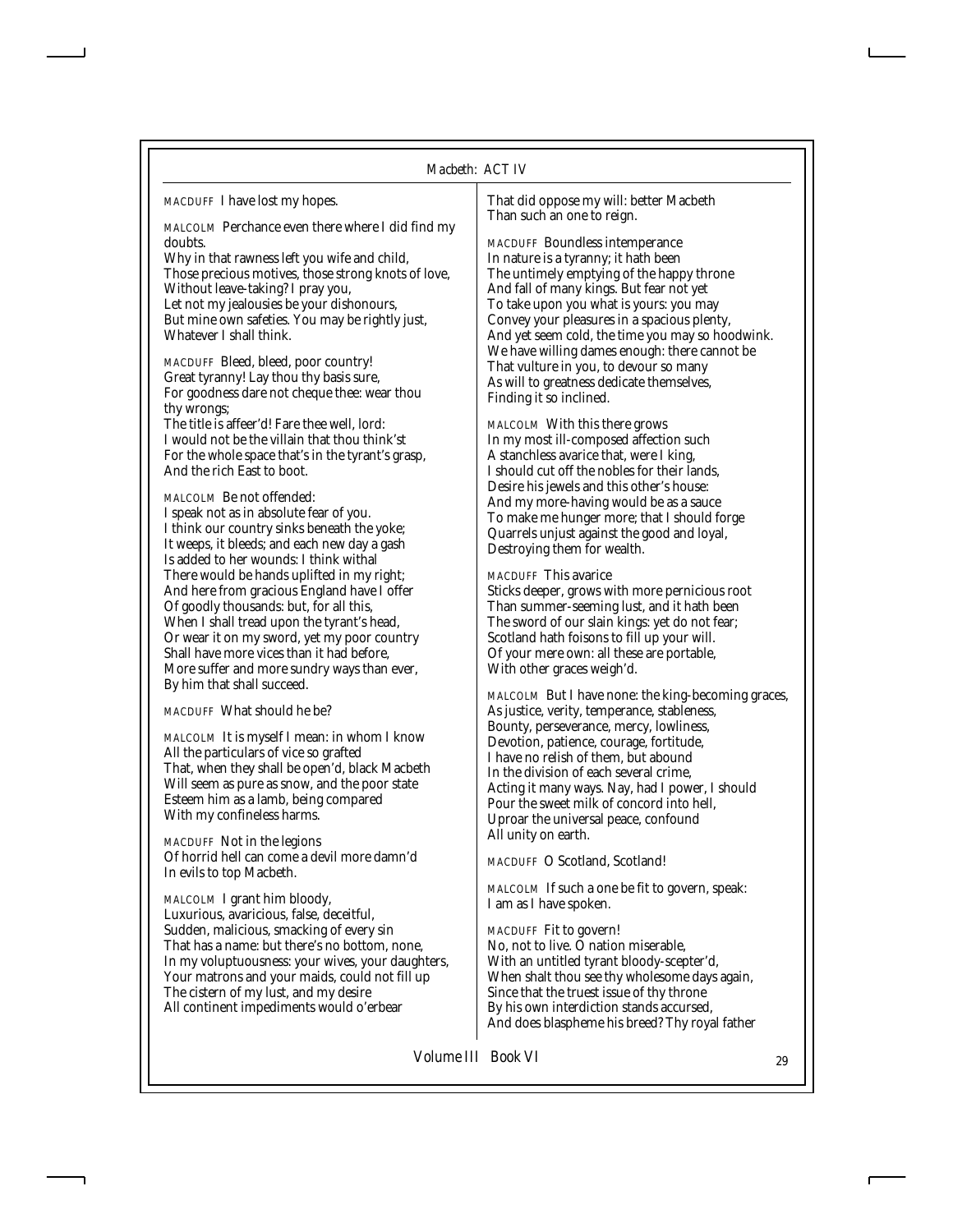MACDUFF I have lost my hopes.

MALCOLM Perchance even there where I did find my doubts.
Why in that rawness left you wife and child,
Those precious motives, those strong knots of love,
Without leave-taking? I pray you,
Let not my jealousies be your dishonours,
But mine own safeties. You may be rightly just,
Whatever I shall think.

MACDUFF Bleed, bleed, poor country!
Great tyranny! Lay thou thy basis sure,
For goodness dare not cheque thee: wear thou thy wrongs;
The title is affeer'd! Fare thee well, lord:
I would not be the villain that thou think'st
For the whole space that's in the tyrant's grasp,
And the rich East to boot.

MALCOLM Be not offended:
I speak not as in absolute fear of you.
I think our country sinks beneath the yoke;
It weeps, it bleeds; and each new day a gash
Is added to her wounds: I think withal
There would be hands uplifted in my right;
And here from gracious England have I offer
Of goodly thousands: but, for all this,
When I shall tread upon the tyrant's head,
Or wear it on my sword, yet my poor country
Shall have more vices than it had before,
More suffer and more sundry ways than ever,
By him that shall succeed.

MACDUFF What should he be?

MALCOLM It is myself I mean: in whom I know
All the particulars of vice so grafted
That, when they shall be open'd, black Macbeth
Will seem as pure as snow, and the poor state
Esteem him as a lamb, being compared
With my confineless harms.

MACDUFF Not in the legions
Of horrid hell can come a devil more damn'd
In evils to top Macbeth.

MALCOLM I grant him bloody,
Luxurious, avaricious, false, deceitful,
Sudden, malicious, smacking of every sin
That has a name: but there's no bottom, none,
In my voluptuousness: your wives, your daughters,
Your matrons and your maids, could not fill up
The cistern of my lust, and my desire
All continent impediments would o'erbear
That did oppose my will: better Macbeth
Than such an one to reign.

MACDUFF Boundless intemperance
In nature is a tyranny; it hath been
The untimely emptying of the happy throne
And fall of many kings. But fear not yet
To take upon you what is yours: you may
Convey your pleasures in a spacious plenty,
And yet seem cold, the time you may so hoodwink.
We have willing dames enough: there cannot be
That vulture in you, to devour so many
As will to greatness dedicate themselves,
Finding it so inclined.

MALCOLM With this there grows
In my most ill-composed affection such
A stanchless avarice that, were I king,
I should cut off the nobles for their lands,
Desire his jewels and this other's house:
And my more-having would be as a sauce
To make me hunger more; that I should forge
Quarrels unjust against the good and loyal,
Destroying them for wealth.

MACDUFF This avarice
Sticks deeper, grows with more pernicious root
Than summer-seeming lust, and it hath been
The sword of our slain kings: yet do not fear;
Scotland hath foisons to fill up your will.
Of your mere own: all these are portable,
With other graces weigh'd.

MALCOLM But I have none: the king-becoming graces,
As justice, verity, temperance, stableness,
Bounty, perseverance, mercy, lowliness,
Devotion, patience, courage, fortitude,
I have no relish of them, but abound
In the division of each several crime,
Acting it many ways. Nay, had I power, I should
Pour the sweet milk of concord into hell,
Uproar the universal peace, confound
All unity on earth.

MACDUFF O Scotland, Scotland!

MALCOLM If such a one be fit to govern, speak:
I am as I have spoken.

MACDUFF Fit to govern!
No, not to live. O nation miserable,
With an untitled tyrant bloody-scepter'd,
When shalt thou see thy wholesome days again,
Since that the truest issue of thy throne
By his own interdiction stands accursed,
And does blaspheme his breed? Thy royal father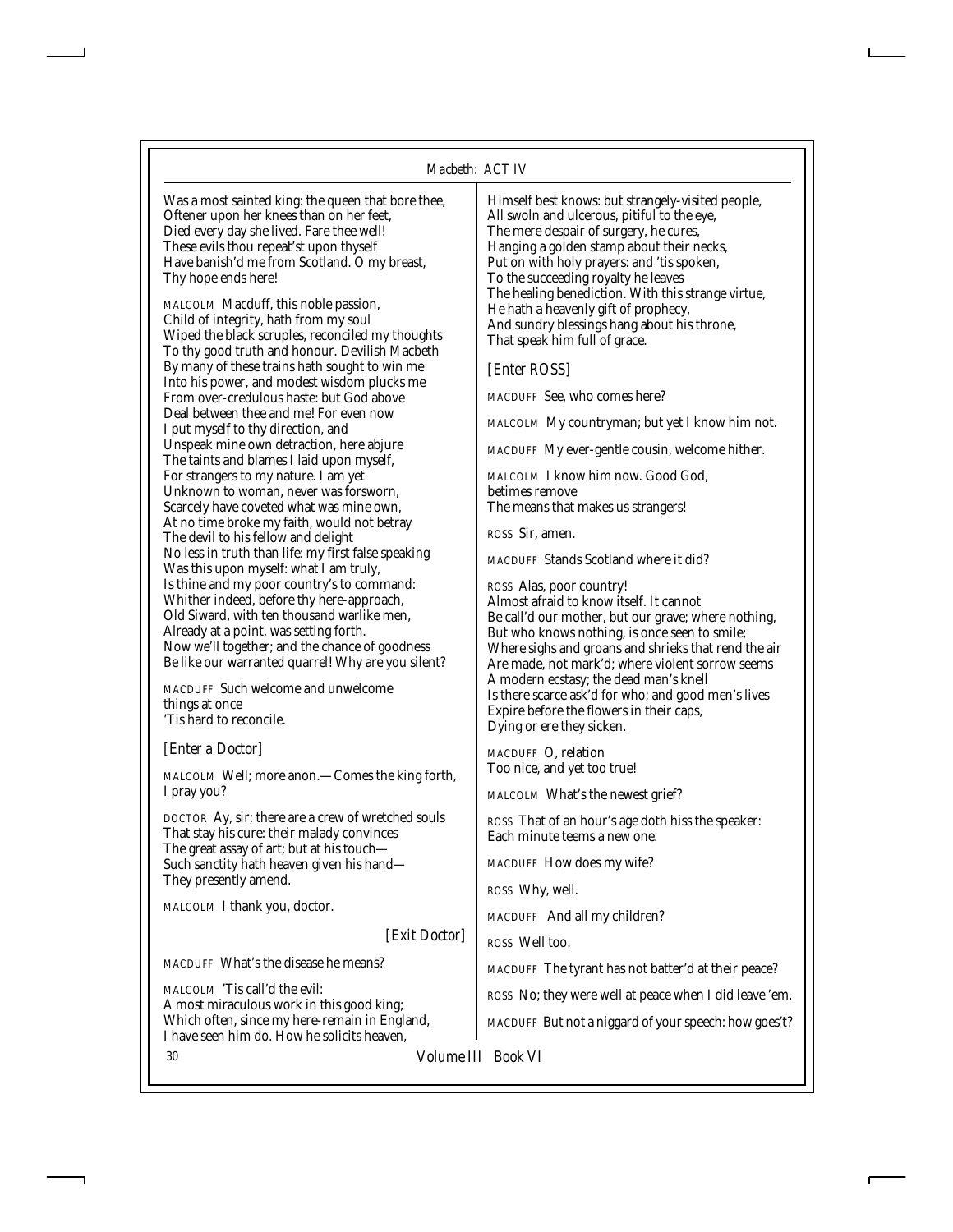Was a most sainted king: the queen that bore thee,
Oftener upon her knees than on her feet,
Died every day she lived. Fare thee well!
These evils thou repeat'st upon thyself
Have banish'd me from Scotland. O my breast,
Thy hope ends here!

MALCOLM Macduff, this noble passion,
Child of integrity, hath from my soul
Wiped the black scruples, reconciled my thoughts
To thy good truth and honour. Devilish Macbeth
By many of these trains hath sought to win me
Into his power, and modest wisdom plucks me
From over-credulous haste: but God above
Deal between thee and me! For even now
I put myself to thy direction, and
Unspeak mine own detraction, here abjure
The taints and blames I laid upon myself,
For strangers to my nature. I am yet
Unknown to woman, never was forsworn,
Scarcely have coveted what was mine own,
At no time broke my faith, would not betray
The devil to his fellow and delight
No less in truth than life: my first false speaking
Was this upon myself: what I am truly,
Is thine and my poor country's to command:
Whither indeed, before thy here-approach,
Old Siward, with ten thousand warlike men,
Already at a point, was setting forth.
Now we'll together; and the chance of goodness
Be like our warranted quarrel! Why are you silent?

MACDUFF Such welcome and unwelcome
things at once
'Tis hard to reconcile.

*[Enter a Doctor]*

MALCOLM Well; more anon.—Comes the king forth,
I pray you?

DOCTOR Ay, sir; there are a crew of wretched souls
That stay his cure: their malady convinces
The great assay of art; but at his touch—
Such sanctity hath heaven given his hand—
They presently amend.

MALCOLM I thank you, doctor.

*[Exit Doctor]*

MACDUFF What's the disease he means?

MALCOLM 'Tis call'd the evil:
A most miraculous work in this good king;
Which often, since my here-remain in England,
I have seen him do. How he solicits heaven,
Himself best knows: but strangely-visited people,
All swoln and ulcerous, pitiful to the eye,
The mere despair of surgery, he cures,
Hanging a golden stamp about their necks,
Put on with holy prayers: and 'tis spoken,
To the succeeding royalty he leaves
The healing benediction. With this strange virtue,
He hath a heavenly gift of prophecy,
And sundry blessings hang about his throne,
That speak him full of grace.

*[Enter ROSS]*

MACDUFF See, who comes here?

MALCOLM My countryman; but yet I know him not.

MACDUFF My ever-gentle cousin, welcome hither.

MALCOLM I know him now. Good God,
betimes remove
The means that makes us strangers!

ROSS Sir, amen.

MACDUFF Stands Scotland where it did?

ROSS Alas, poor country!
Almost afraid to know itself. It cannot
Be call'd our mother, but our grave; where nothing,
But who knows nothing, is once seen to smile;
Where sighs and groans and shrieks that rend the air
Are made, not mark'd; where violent sorrow seems
A modern ecstasy; the dead man's knell
Is there scarce ask'd for who; and good men's lives
Expire before the flowers in their caps,
Dying or ere they sicken.

MACDUFF O, relation
Too nice, and yet too true!

MALCOLM What's the newest grief?

ROSS That of an hour's age doth hiss the speaker:
Each minute teems a new one.

MACDUFF How does my wife?

ROSS Why, well.

MACDUFF And all my children?

ROSS Well too.

MACDUFF The tyrant has not batter'd at their peace?

ROSS No; they were well at peace when I did leave 'em.

MACDUFF But not a niggard of your speech: how goes't?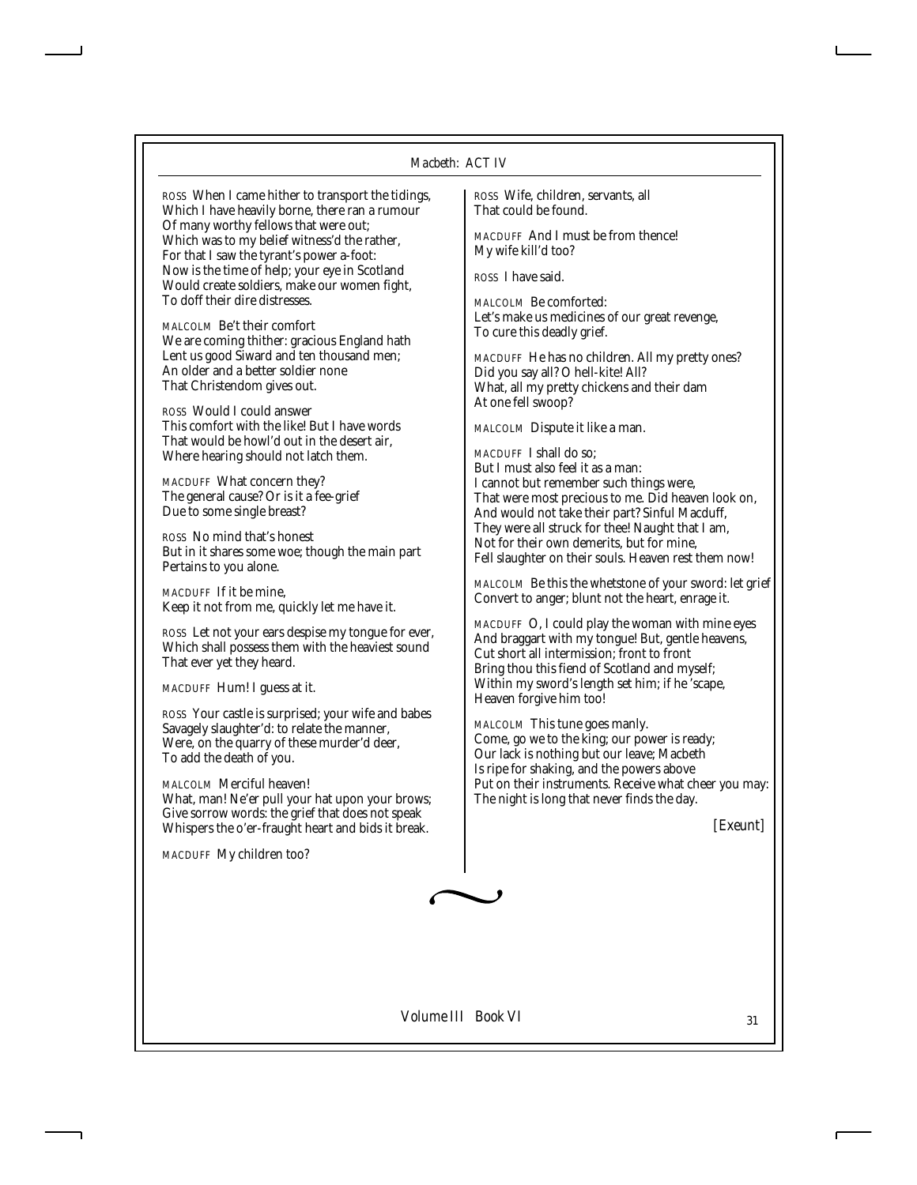ROSS When I came hither to transport the tidings,
Which I have heavily borne, there ran a rumour
Of many worthy fellows that were out;
Which was to my belief witness'd the rather,
For that I saw the tyrant's power a-foot:
Now is the time of help; your eye in Scotland
Would create soldiers, make our women fight,
To doff their dire distresses.

MALCOLM Be't their comfort
We are coming thither: gracious England hath
Lent us good Siward and ten thousand men;
An older and a better soldier none
That Christendom gives out.

ROSS Would I could answer
This comfort with the like! But I have words
That would be howl'd out in the desert air,
Where hearing should not latch them.

MACDUFF What concern they?
The general cause? Or is it a fee-grief
Due to some single breast?

ROSS No mind that's honest
But in it shares some woe; though the main part
Pertains to you alone.

MACDUFF If it be mine,
Keep it not from me, quickly let me have it.

ROSS Let not your ears despise my tongue for ever,
Which shall possess them with the heaviest sound
That ever yet they heard.

MACDUFF Hum! I guess at it.

ROSS Your castle is surprised; your wife and babes
Savagely slaughter'd: to relate the manner,
Were, on the quarry of these murder'd deer,
To add the death of you.

MALCOLM Merciful heaven!
What, man! Ne'er pull your hat upon your brows;
Give sorrow words: the grief that does not speak
Whispers the o'er-fraught heart and bids it break.

MACDUFF My children too?

ROSS Wife, children, servants, all
That could be found.

MACDUFF And I must be from thence!
My wife kill'd too?

ROSS I have said.

MALCOLM Be comforted:
Let's make us medicines of our great revenge,
To cure this deadly grief.

MACDUFF He has no children. All my pretty ones?
Did you say all? O hell-kite! All?
What, all my pretty chickens and their dam
At one fell swoop?

MALCOLM Dispute it like a man.

MACDUFF I shall do so;
But I must also feel it as a man:
I cannot but remember such things were,
That were most precious to me. Did heaven look on,
And would not take their part? Sinful Macduff,
They were all struck for thee! Naught that I am,
Not for their own demerits, but for mine,
Fell slaughter on their souls. Heaven rest them now!

MALCOLM Be this the whetstone of your sword: let grief
Convert to anger; blunt not the heart, enrage it.

MACDUFF O, I could play the woman with mine eyes
And braggart with my tongue! But, gentle heavens,
Cut short all intermission; front to front
Bring thou this fiend of Scotland and myself;
Within my sword's length set him; if he 'scape,
Heaven forgive him too!

MALCOLM This tune goes manly.
Come, go we to the king; our power is ready;
Our lack is nothing but our leave; Macbeth
Is ripe for shaking, and the powers above
Put on their instruments. Receive what cheer you may:
The night is long that never finds the day.

*[Exeunt]*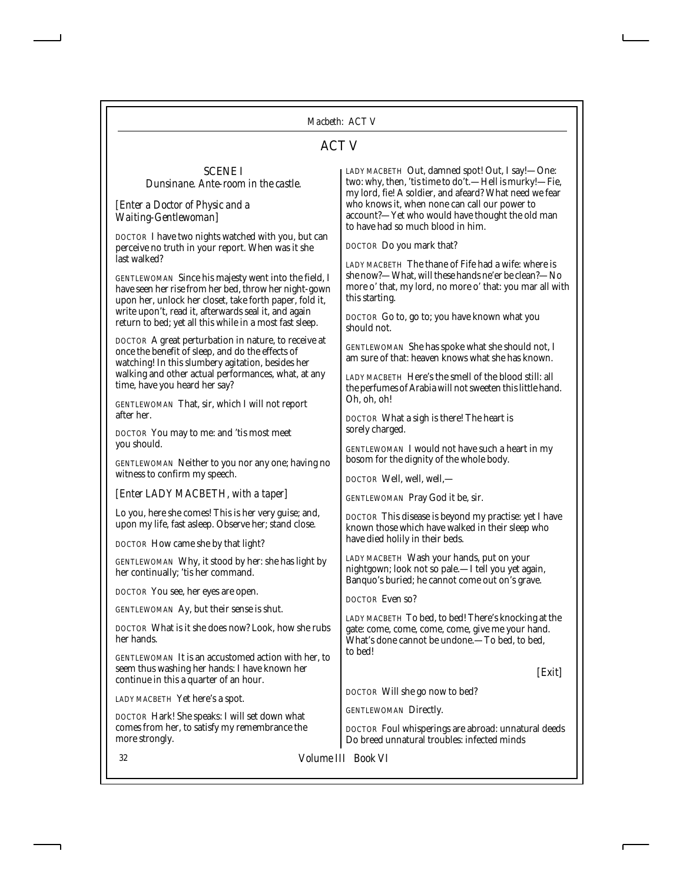# ACT V

## SCENE I

*Dunsinane. Ante-room in the castle.*

*[Enter a Doctor of Physic and a Waiting-Gentlewoman]*

DOCTOR I have two nights watched with you, but can perceive no truth in your report. When was it she last walked?

GENTLEWOMAN Since his majesty went into the field, I have seen her rise from her bed, throw her night-gown upon her, unlock her closet, take forth paper, fold it, write upon't, read it, afterwards seal it, and again return to bed; yet all this while in a most fast sleep.

DOCTOR A great perturbation in nature, to receive at once the benefit of sleep, and do the effects of watching! In this slumbery agitation, besides her walking and other actual performances, what, at any time, have you heard her say?

GENTLEWOMAN That, sir, which I will not report after her.

DOCTOR You may to me: and 'tis most meet you should.

GENTLEWOMAN Neither to you nor any one; having no witness to confirm my speech.

*[Enter LADY MACBETH, with a taper]*

Lo you, here she comes! This is her very guise; and, upon my life, fast asleep. Observe her; stand close.

DOCTOR How came she by that light?

GENTLEWOMAN Why, it stood by her: she has light by her continually; 'tis her command.

DOCTOR You see, her eyes are open.

GENTLEWOMAN Ay, but their sense is shut.

DOCTOR What is it she does now? Look, how she rubs her hands.

GENTLEWOMAN It is an accustomed action with her, to seem thus washing her hands: I have known her continue in this a quarter of an hour.

LADY MACBETH Yet here's a spot.

DOCTOR Hark! She speaks: I will set down what comes from her, to satisfy my remembrance the more strongly.

LADY MACBETH Out, damned spot! Out, I say!—One: two: why, then, 'tis time to do't.—Hell is murky!—Fie, my lord, fie! A soldier, and afeard? What need we fear who knows it, when none can call our power to account?—Yet who would have thought the old man to have had so much blood in him.

DOCTOR Do you mark that?

LADY MACBETH The thane of Fife had a wife: where is she now?—What, will these hands ne'er be clean?—No more o' that, my lord, no more o' that: you mar all with this starting.

DOCTOR Go to, go to; you have known what you should not.

GENTLEWOMAN She has spoke what she should not, I am sure of that: heaven knows what she has known.

LADY MACBETH Here's the smell of the blood still: all the perfumes of Arabia will not sweeten this little hand. Oh, oh, oh!

DOCTOR What a sigh is there! The heart is sorely charged.

GENTLEWOMAN I would not have such a heart in my bosom for the dignity of the whole body.

DOCTOR Well, well, well,—

GENTLEWOMAN Pray God it be, sir.

DOCTOR This disease is beyond my practise: yet I have known those which have walked in their sleep who have died holily in their beds.

LADY MACBETH Wash your hands, put on your nightgown; look not so pale.—I tell you yet again, Banquo's buried; he cannot come out on's grave.

DOCTOR Even so?

LADY MACBETH To bed, to bed! There's knocking at the gate: come, come, come, come, give me your hand. What's done cannot be undone.—To bed, to bed, to bed!

*[Exit]*

DOCTOR Will she go now to bed?

GENTLEWOMAN Directly.

DOCTOR Foul whisperings are abroad: unnatural deeds
Do breed unnatural troubles: infected minds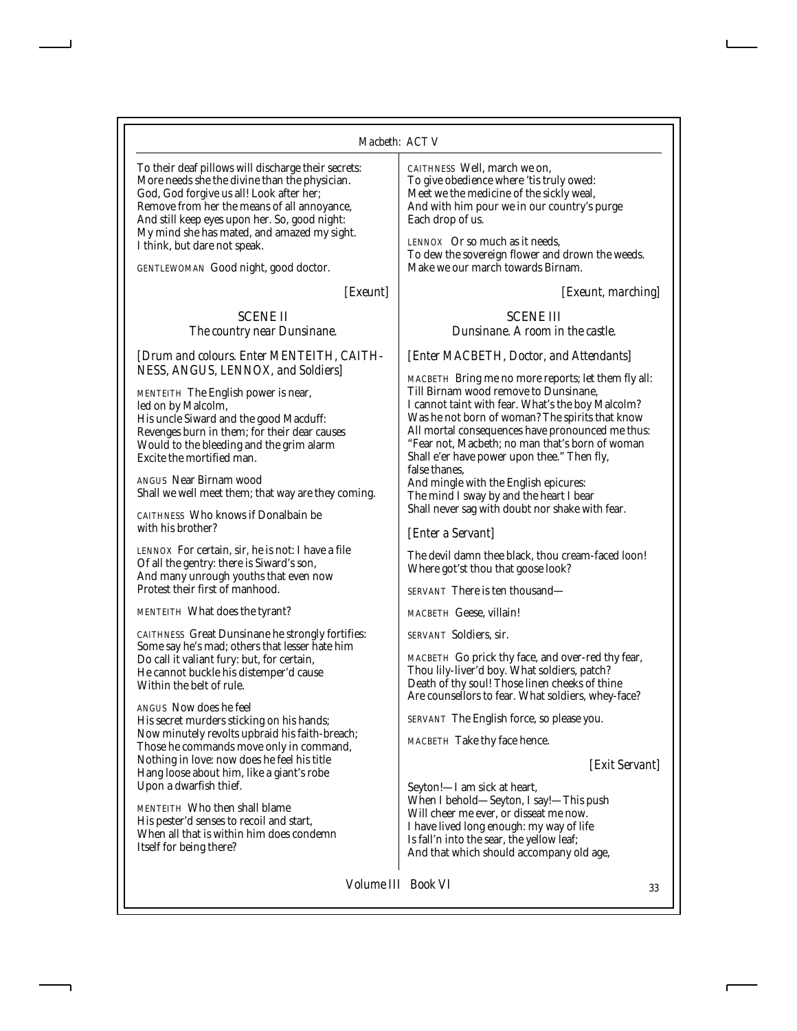To their deaf pillows will discharge their secrets:
More needs she the divine than the physician.
God, God forgive us all! Look after her;
Remove from her the means of all annoyance,
And still keep eyes upon her. So, good night:
My mind she has mated, and amazed my sight.
I think, but dare not speak.

GENTLEWOMAN Good night, good doctor.

*[Exeunt]*

## SCENE II

*The country near Dunsinane.*

*[Drum and colours. Enter MENTEITH, CAITHNESS, ANGUS, LENNOX, and Soldiers]*

MENTEITH The English power is near, led on by Malcolm,
His uncle Siward and the good Macduff:
Revenges burn in them; for their dear causes
Would to the bleeding and the grim alarm
Excite the mortified man.

ANGUS Near Birnam wood
Shall we well meet them; that way are they coming.

CAITHNESS Who knows if Donalbain be with his brother?

LENNOX For certain, sir, he is not: I have a file
Of all the gentry: there is Siward's son,
And many unrough youths that even now
Protest their first of manhood.

MENTEITH What does the tyrant?

CAITHNESS Great Dunsinane he strongly fortifies:
Some say he's mad; others that lesser hate him
Do call it valiant fury: but, for certain,
He cannot buckle his distemper'd cause
Within the belt of rule.

ANGUS Now does he feel
His secret murders sticking on his hands;
Now minutely revolts upbraid his faith-breach;
Those he commands move only in command,
Nothing in love: now does he feel his title
Hang loose about him, like a giant's robe
Upon a dwarfish thief.

MENTEITH Who then shall blame
His pester'd senses to recoil and start,
When all that is within him does condemn
Itself for being there?

CAITHNESS Well, march we on,
To give obedience where 'tis truly owed:
Meet we the medicine of the sickly weal,
And with him pour we in our country's purge
Each drop of us.

LENNOX Or so much as it needs,
To dew the sovereign flower and drown the weeds.
Make we our march towards Birnam.

*[Exeunt, marching]*

## SCENE III

*Dunsinane. A room in the castle.*

*[Enter MACBETH, Doctor, and Attendants]*

MACBETH Bring me no more reports; let them fly all:
Till Birnam wood remove to Dunsinane,
I cannot taint with fear. What's the boy Malcolm?
Was he not born of woman? The spirits that know
All mortal consequences have pronounced me thus:
"Fear not, Macbeth; no man that's born of woman
Shall e'er have power upon thee." Then fly, false thanes,
And mingle with the English epicures:
The mind I sway by and the heart I bear
Shall never sag with doubt nor shake with fear.

*[Enter a Servant]*

The devil damn thee black, thou cream-faced loon!
Where got'st thou that goose look?

SERVANT There is ten thousand—

MACBETH Geese, villain!

SERVANT Soldiers, sir.

MACBETH Go prick thy face, and over-red thy fear,
Thou lily-liver'd boy. What soldiers, patch?
Death of thy soul! Those linen cheeks of thine
Are counsellors to fear. What soldiers, whey-face?

SERVANT The English force, so please you.

MACBETH Take thy face hence.

*[Exit Servant]*

Seyton!—I am sick at heart,
When I behold—Seyton, I say!—This push
Will cheer me ever, or disseat me now.
I have lived long enough: my way of life
Is fall'n into the sear, the yellow leaf;
And that which should accompany old age,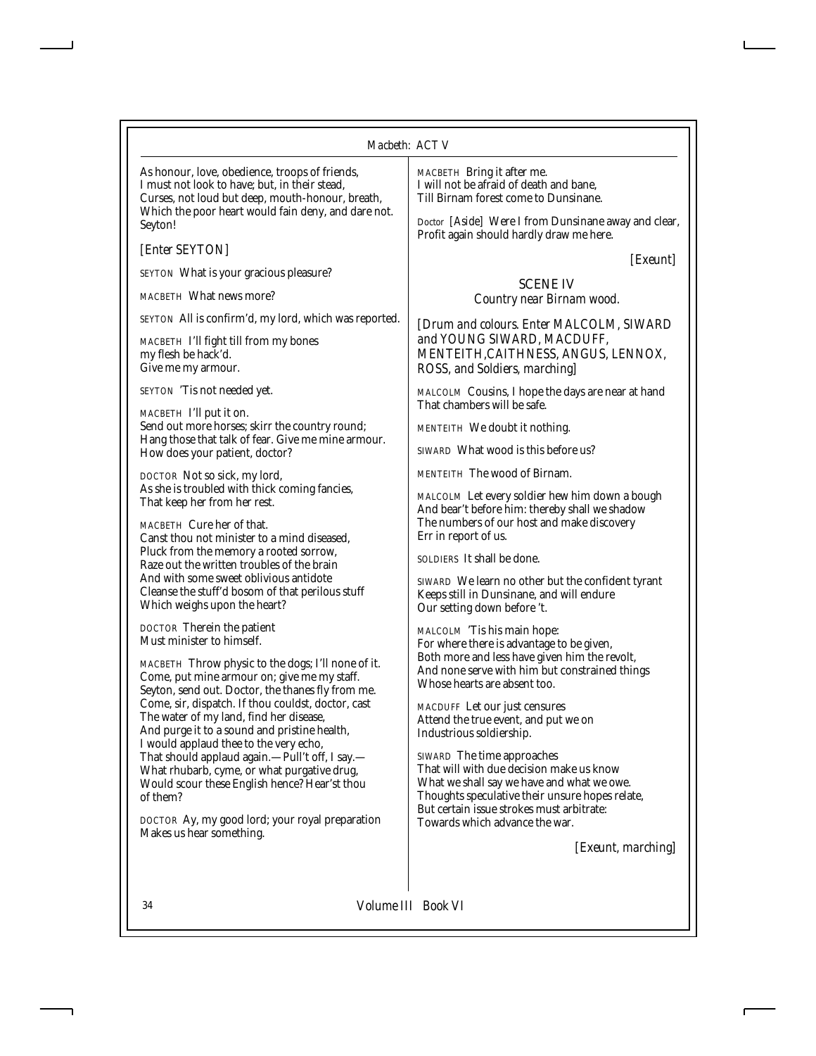As honour, love, obedience, troops of friends,
I must not look to have; but, in their stead,
Curses, not loud but deep, mouth-honour, breath,
Which the poor heart would fain deny, and dare not.
Seyton!

*[Enter SEYTON]*

SEYTON What is your gracious pleasure?

MACBETH What news more?

SEYTON All is confirm'd, my lord, which was reported.

MACBETH I'll fight till from my bones
my flesh be hack'd.
Give me my armour.

SEYTON 'Tis not needed yet.

MACBETH I'll put it on.
Send out more horses; skirr the country round;
Hang those that talk of fear. Give me mine armour.
How does your patient, doctor?

DOCTOR Not so sick, my lord,
As she is troubled with thick coming fancies,
That keep her from her rest.

MACBETH Cure her of that.
Canst thou not minister to a mind diseased,
Pluck from the memory a rooted sorrow,
Raze out the written troubles of the brain
And with some sweet oblivious antidote
Cleanse the stuff'd bosom of that perilous stuff
Which weighs upon the heart?

DOCTOR Therein the patient
Must minister to himself.

MACBETH Throw physic to the dogs; I'll none of it.
Come, put mine armour on; give me my staff.
Seyton, send out. Doctor, the thanes fly from me.
Come, sir, dispatch. If thou couldst, doctor, cast
The water of my land, find her disease,
And purge it to a sound and pristine health,
I would applaud thee to the very echo,
That should applaud again.—Pull't off, I say.—
What rhubarb, cyme, or what purgative drug,
Would scour these English hence? Hear'st thou
of them?

DOCTOR Ay, my good lord; your royal preparation
Makes us hear something.

MACBETH Bring it after me.
I will not be afraid of death and bane,
Till Birnam forest come to Dunsinane.

Doctor *[Aside]* Were I from Dunsinane away and clear,
Profit again should hardly draw me here.

*[Exeunt]*

## SCENE IV

*Country near Birnam wood.*

*[Drum and colours. Enter MALCOLM, SIWARD and YOUNG SIWARD, MACDUFF, MENTEITH,CAITHNESS, ANGUS, LENNOX, ROSS, and Soldiers, marching]*

MALCOLM Cousins, I hope the days are near at hand
That chambers will be safe.

MENTEITH We doubt it nothing.

SIWARD What wood is this before us?

MENTEITH The wood of Birnam.

MALCOLM Let every soldier hew him down a bough
And bear't before him: thereby shall we shadow
The numbers of our host and make discovery
Err in report of us.

SOLDIERS It shall be done.

SIWARD We learn no other but the confident tyrant
Keeps still in Dunsinane, and will endure
Our setting down before 't.

MALCOLM 'Tis his main hope:
For where there is advantage to be given,
Both more and less have given him the revolt,
And none serve with him but constrained things
Whose hearts are absent too.

MACDUFF Let our just censures
Attend the true event, and put we on
Industrious soldiership.

SIWARD The time approaches
That will with due decision make us know
What we shall say we have and what we owe.
Thoughts speculative their unsure hopes relate,
But certain issue strokes must arbitrate:
Towards which advance the war.

*[Exeunt, marching]*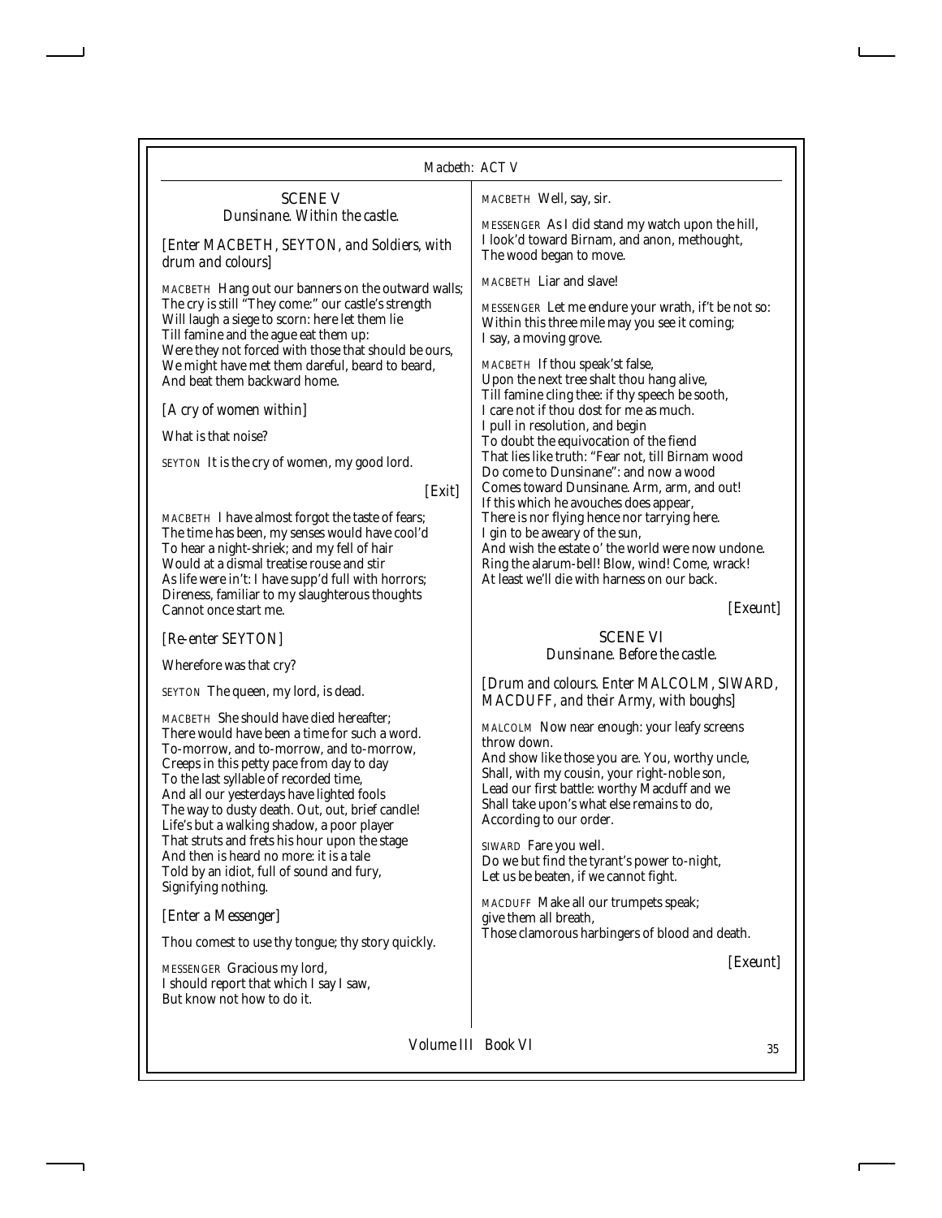## SCENE V

*Dunsinane. Within the castle.*

*[Enter MACBETH, SEYTON, and Soldiers, with drum and colours]*

MACBETH Hang out our banners on the outward walls;
The cry is still "They come:" our castle's strength
Will laugh a siege to scorn: here let them lie
Till famine and the ague eat them up:
Were they not forced with those that should be ours,
We might have met them dareful, beard to beard,
And beat them backward home.

*[A cry of women within]*

What is that noise?

SEYTON It is the cry of women, my good lord.

*[Exit]*

MACBETH I have almost forgot the taste of fears;
The time has been, my senses would have cool'd
To hear a night-shriek; and my fell of hair
Would at a dismal treatise rouse and stir
As life were in't: I have supp'd full with horrors;
Direness, familiar to my slaughterous thoughts
Cannot once start me.

*[Re-enter SEYTON]*

Wherefore was that cry?

SEYTON The queen, my lord, is dead.

MACBETH She should have died hereafter;
There would have been a time for such a word.
To-morrow, and to-morrow, and to-morrow,
Creeps in this petty pace from day to day
To the last syllable of recorded time,
And all our yesterdays have lighted fools
The way to dusty death. Out, out, brief candle!
Life's but a walking shadow, a poor player
That struts and frets his hour upon the stage
And then is heard no more: it is a tale
Told by an idiot, full of sound and fury,
Signifying nothing.

*[Enter a Messenger]*

Thou comest to use thy tongue; thy story quickly.

MESSENGER Gracious my lord,
I should report that which I say I saw,
But know not how to do it.

MACBETH Well, say, sir.

MESSENGER As I did stand my watch upon the hill,
I look'd toward Birnam, and anon, methought,
The wood began to move.

MACBETH Liar and slave!

MESSENGER Let me endure your wrath, if't be not so:
Within this three mile may you see it coming;
I say, a moving grove.

MACBETH If thou speak'st false,
Upon the next tree shalt thou hang alive,
Till famine cling thee: if thy speech be sooth,
I care not if thou dost for me as much.
I pull in resolution, and begin
To doubt the equivocation of the fiend
That lies like truth: "Fear not, till Birnam wood
Do come to Dunsinane": and now a wood
Comes toward Dunsinane. Arm, arm, and out!
If this which he avouches does appear,
There is nor flying hence nor tarrying here.
I gin to be aweary of the sun,
And wish the estate o' the world were now undone.
Ring the alarum-bell! Blow, wind! Come, wrack!
At least we'll die with harness on our back.

*[Exeunt]*

## SCENE VI

*Dunsinane. Before the castle.*

*[Drum and colours. Enter MALCOLM, SIWARD, MACDUFF, and their Army, with boughs]*

MALCOLM Now near enough: your leafy screens throw down.
And show like those you are. You, worthy uncle,
Shall, with my cousin, your right-noble son,
Lead our first battle: worthy Macduff and we
Shall take upon's what else remains to do,
According to our order.

SIWARD Fare you well.
Do we but find the tyrant's power to-night,
Let us be beaten, if we cannot fight.

MACDUFF Make all our trumpets speak;
give them all breath,
Those clamorous harbingers of blood and death.

*[Exeunt]*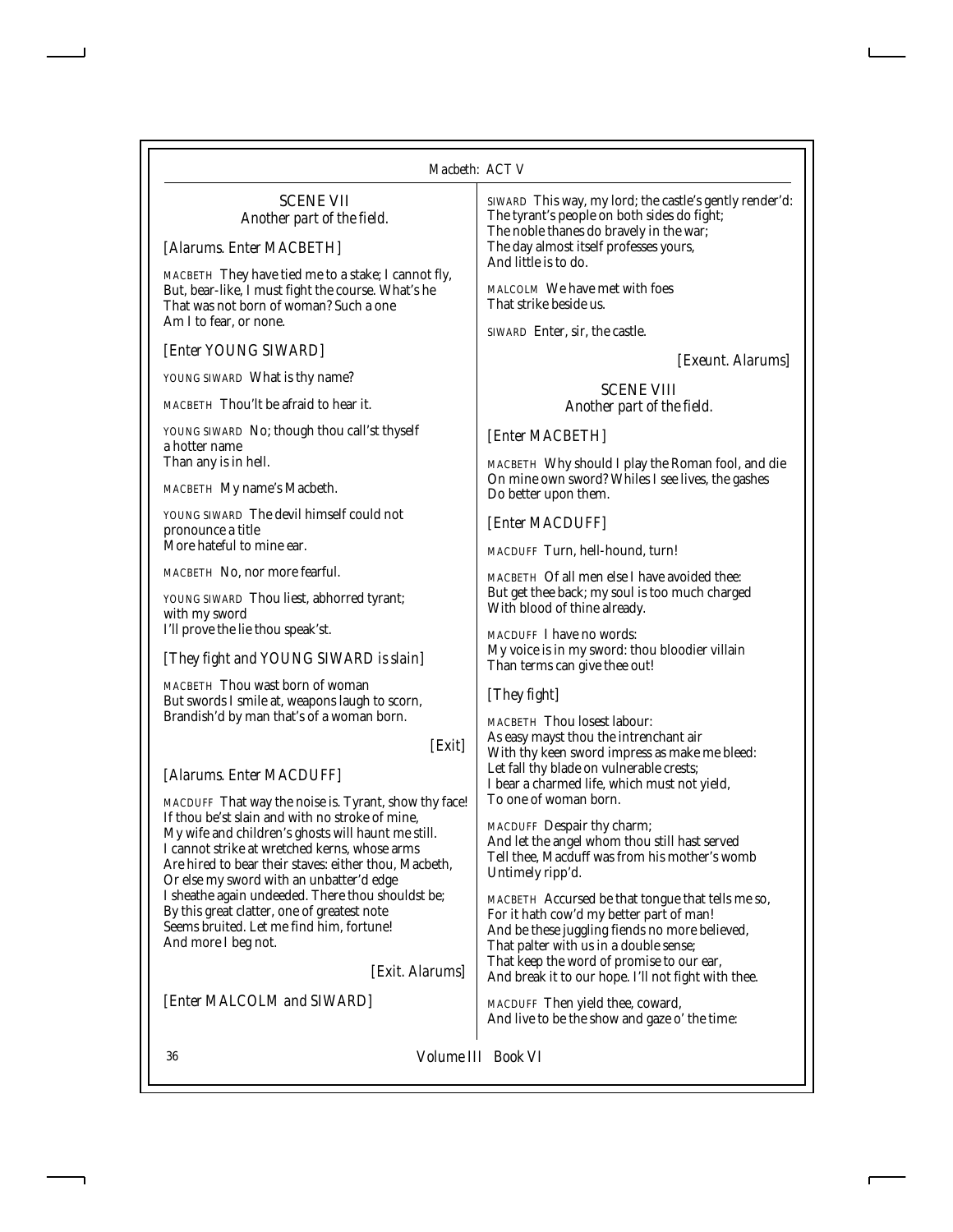## SCENE VII

*Another part of the field.*

*[Alarums. Enter MACBETH]*

MACBETH They have tied me to a stake; I cannot fly,
But, bear-like, I must fight the course. What's he
That was not born of woman? Such a one
Am I to fear, or none.

*[Enter YOUNG SIWARD]*

YOUNG SIWARD What is thy name?

MACBETH Thou'lt be afraid to hear it.

YOUNG SIWARD No; though thou call'st thyself a hotter name
Than any is in hell.

MACBETH My name's Macbeth.

YOUNG SIWARD The devil himself could not pronounce a title
More hateful to mine ear.

MACBETH No, nor more fearful.

YOUNG SIWARD Thou liest, abhorred tyrant; with my sword
I'll prove the lie thou speak'st.

*[They fight and YOUNG SIWARD is slain]*

MACBETH Thou wast born of woman
But swords I smile at, weapons laugh to scorn,
Brandish'd by man that's of a woman born.

*[Exit]*

*[Alarums. Enter MACDUFF]*

MACDUFF That way the noise is. Tyrant, show thy face!
If thou be'st slain and with no stroke of mine,
My wife and children's ghosts will haunt me still.
I cannot strike at wretched kerns, whose arms
Are hired to bear their staves: either thou, Macbeth,
Or else my sword with an unbatter'd edge
I sheathe again undeeded. There thou shouldst be;
By this great clatter, one of greatest note
Seems bruited. Let me find him, fortune!
And more I beg not.

*[Exit. Alarums]*

*[Enter MALCOLM and SIWARD]*

SIWARD This way, my lord; the castle's gently render'd:
The tyrant's people on both sides do fight;
The noble thanes do bravely in the war;
The day almost itself professes yours,
And little is to do.

MALCOLM We have met with foes
That strike beside us.

SIWARD Enter, sir, the castle.

*[Exeunt. Alarums]*

## SCENE VIII

*Another part of the field.*

*[Enter MACBETH]*

MACBETH Why should I play the Roman fool, and die
On mine own sword? Whiles I see lives, the gashes
Do better upon them.

*[Enter MACDUFF]*

MACDUFF Turn, hell-hound, turn!

MACBETH Of all men else I have avoided thee:
But get thee back; my soul is too much charged
With blood of thine already.

MACDUFF I have no words:
My voice is in my sword: thou bloodier villain
Than terms can give thee out!

*[They fight]*

MACBETH Thou losest labour:
As easy mayst thou the intrenchant air
With thy keen sword impress as make me bleed:
Let fall thy blade on vulnerable crests;
I bear a charmed life, which must not yield,
To one of woman born.

MACDUFF Despair thy charm;
And let the angel whom thou still hast served
Tell thee, Macduff was from his mother's womb
Untimely ripp'd.

MACBETH Accursed be that tongue that tells me so,
For it hath cow'd my better part of man!
And be these juggling fiends no more believed,
That palter with us in a double sense;
That keep the word of promise to our ear,
And break it to our hope. I'll not fight with thee.

MACDUFF Then yield thee, coward,
And live to be the show and gaze o' the time: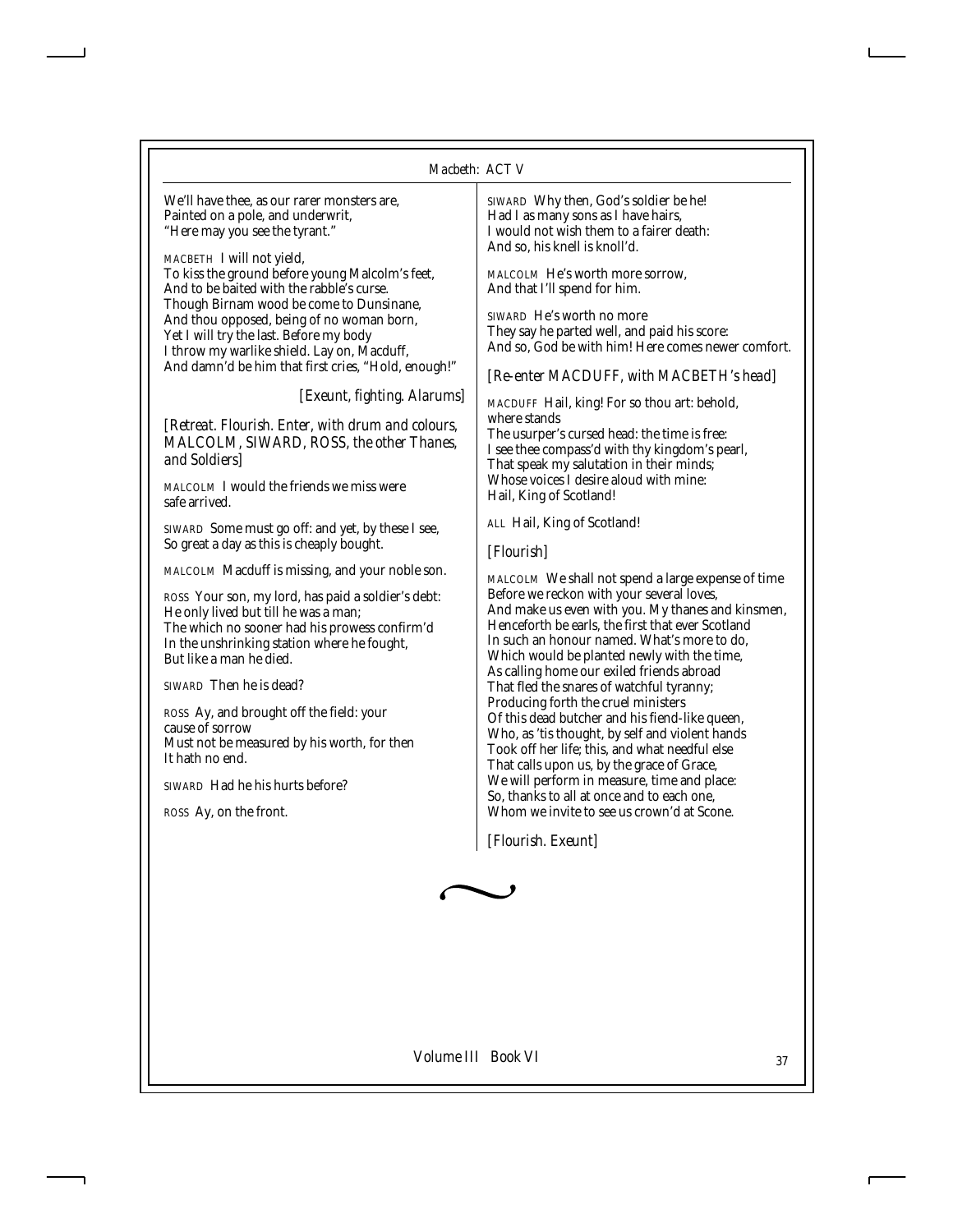We'll have thee, as our rarer monsters are,
Painted on a pole, and underwrit,
"Here may you see the tyrant."

MACBETH I will not yield,
To kiss the ground before young Malcolm's feet,
And to be baited with the rabble's curse.
Though Birnam wood be come to Dunsinane,
And thou opposed, being of no woman born,
Yet I will try the last. Before my body
I throw my warlike shield. Lay on, Macduff,
And damn'd be him that first cries, "Hold, enough!"

*[Exeunt, fighting. Alarums]*

*[Retreat. Flourish. Enter, with drum and colours, MALCOLM, SIWARD, ROSS, the other Thanes, and Soldiers]*

MALCOLM I would the friends we miss were safe arrived.

SIWARD Some must go off: and yet, by these I see,
So great a day as this is cheaply bought.

MALCOLM Macduff is missing, and your noble son.

ROSS Your son, my lord, has paid a soldier's debt:
He only lived but till he was a man;
The which no sooner had his prowess confirm'd
In the unshrinking station where he fought,
But like a man he died.

SIWARD Then he is dead?

ROSS Ay, and brought off the field: your cause of sorrow
Must not be measured by his worth, for then
It hath no end.

SIWARD Had he his hurts before?

ROSS Ay, on the front.

SIWARD Why then, God's soldier be he!
Had I as many sons as I have hairs,
I would not wish them to a fairer death:
And so, his knell is knoll'd.

MALCOLM He's worth more sorrow,
And that I'll spend for him.

SIWARD He's worth no more
They say he parted well, and paid his score:
And so, God be with him! Here comes newer comfort.

*[Re-enter MACDUFF, with MACBETH's head]*

MACDUFF Hail, king! For so thou art: behold, where stands
The usurper's cursed head: the time is free:
I see thee compass'd with thy kingdom's pearl,
That speak my salutation in their minds;
Whose voices I desire aloud with mine:
Hail, King of Scotland!

ALL Hail, King of Scotland!

*[Flourish]*

MALCOLM We shall not spend a large expense of time
Before we reckon with your several loves,
And make us even with you. My thanes and kinsmen,
Henceforth be earls, the first that ever Scotland
In such an honour named. What's more to do,
Which would be planted newly with the time,
As calling home our exiled friends abroad
That fled the snares of watchful tyranny;
Producing forth the cruel ministers
Of this dead butcher and his fiend-like queen,
Who, as 'tis thought, by self and violent hands
Took off her life; this, and what needful else
That calls upon us, by the grace of Grace,
We will perform in measure, time and place:
So, thanks to all at once and to each one,
Whom we invite to see us crown'd at Scone.

*[Flourish. Exeunt]*